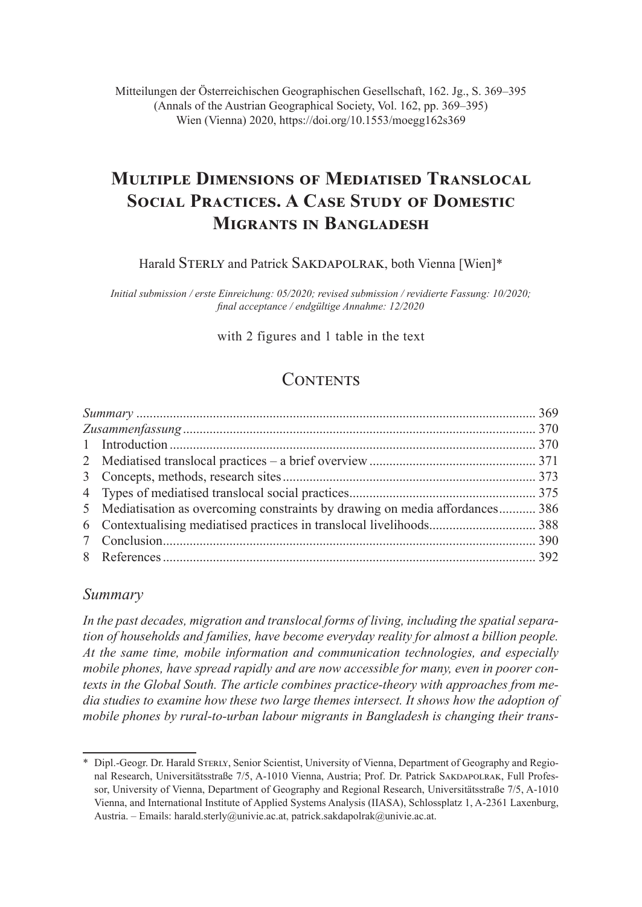Mitteilungen der Österreichischen Geographischen Gesellschaft, 162. Jg., S. 369–395
(Annals of the Austrian Geographical Society, Vol. 162, pp. 369–395)
Wien (Vienna) 2020, https://doi.org/10.1553/moegg162s369

# Multiple Dimensions of Mediatised Translocal Social Practices. A Case Study of Domestic Migrants in Bangladesh

Harald Sterly and Patrick Sakdapolrak, both Vienna [Wien]*

*Initial submission / erste Einreichung: 05/2020; revised submission / revidierte Fassung: 10/2020; final acceptance / endgültige Annahme: 12/2020*

with 2 figures and 1 table in the text

## Contents

| | |
|---|---|
| *Summary* | 369 |
| *Zusammenfassung* | 370 |
| 1 Introduction | 370 |
| 2 Mediatised translocal practices – a brief overview | 371 |
| 3 Concepts, methods, research sites | 373 |
| 4 Types of mediatised translocal social practices | 375 |
| 5 Mediatisation as overcoming constraints by drawing on media affordances | 386 |
| 6 Contextualising mediatised practices in translocal livelihoods | 388 |
| 7 Conclusion | 390 |
| 8 References | 392 |

## *Summary*

*In the past decades, migration and translocal forms of living, including the spatial separation of households and families, have become everyday reality for almost a billion people. At the same time, mobile information and communication technologies, and especially mobile phones, have spread rapidly and are now accessible for many, even in poorer contexts in the Global South. The article combines practice-theory with approaches from media studies to examine how these two large themes intersect. It shows how the adoption of mobile phones by rural-to-urban labour migrants in Bangladesh is changing their trans-*

---

\* Dipl.-Geogr. Dr. Harald Sterly, Senior Scientist, University of Vienna, Department of Geography and Regional Research, Universitätsstraße 7/5, A-1010 Vienna, Austria; Prof. Dr. Patrick Sakdapolrak, Full Professor, University of Vienna, Department of Geography and Regional Research, Universitätsstraße 7/5, A-1010 Vienna, and International Institute of Applied Systems Analysis (IIASA), Schlossplatz 1, A-2361 Laxenburg, Austria. – Emails: harald.sterly@univie.ac.at, patrick.sakdapolrak@univie.ac.at.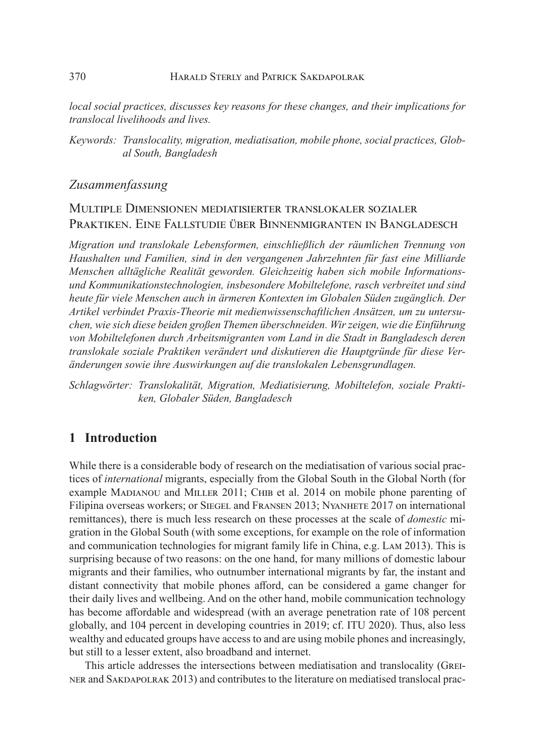*local social practices, discusses key reasons for these changes, and their implications for translocal livelihoods and lives.*

*Keywords: Translocality, migration, mediatisation, mobile phone, social practices, Global South, Bangladesh*

## *Zusammenfassung*

### Multiple Dimensionen mediatisierter translokaler sozialer Praktiken. Eine Fallstudie über Binnenmigranten in Bangladesch

*Migration und translokale Lebensformen, einschließlich der räumlichen Trennung von Haushalten und Familien, sind in den vergangenen Jahrzehnten für fast eine Milliarde Menschen alltägliche Realität geworden. Gleichzeitig haben sich mobile Informations- und Kommunikationstechnologien, insbesondere Mobiltelefone, rasch verbreitet und sind heute für viele Menschen auch in ärmeren Kontexten im Globalen Süden zugänglich. Der Artikel verbindet Praxis-Theorie mit medienwissenschaftlichen Ansätzen, um zu untersuchen, wie sich diese beiden großen Themen überschneiden. Wir zeigen, wie die Einführung von Mobiltelefonen durch Arbeitsmigranten vom Land in die Stadt in Bangladesch deren translokale soziale Praktiken verändert und diskutieren die Hauptgründe für diese Veränderungen sowie ihre Auswirkungen auf die translokalen Lebensgrundlagen.*

*Schlagwörter: Translokalität, Migration, Mediatisierung, Mobiltelefon, soziale Praktiken, Globaler Süden, Bangladesch*

## 1 Introduction

While there is a considerable body of research on the mediatisation of various social practices of *international* migrants, especially from the Global South in the Global North (for example Madianou and Miller 2011; Chib et al. 2014 on mobile phone parenting of Filipina overseas workers; or Siegel and Fransen 2013; Nyanhete 2017 on international remittances), there is much less research on these processes at the scale of *domestic* migration in the Global South (with some exceptions, for example on the role of information and communication technologies for migrant family life in China, e.g. Lam 2013). This is surprising because of two reasons: on the one hand, for many millions of domestic labour migrants and their families, who outnumber international migrants by far, the instant and distant connectivity that mobile phones afford, can be considered a game changer for their daily lives and wellbeing. And on the other hand, mobile communication technology has become affordable and widespread (with an average penetration rate of 108 percent globally, and 104 percent in developing countries in 2019; cf. ITU 2020). Thus, also less wealthy and educated groups have access to and are using mobile phones and increasingly, but still to a lesser extent, also broadband and internet.

This article addresses the intersections between mediatisation and translocality (Greiner and Sakdapolrak 2013) and contributes to the literature on mediatised translocal prac-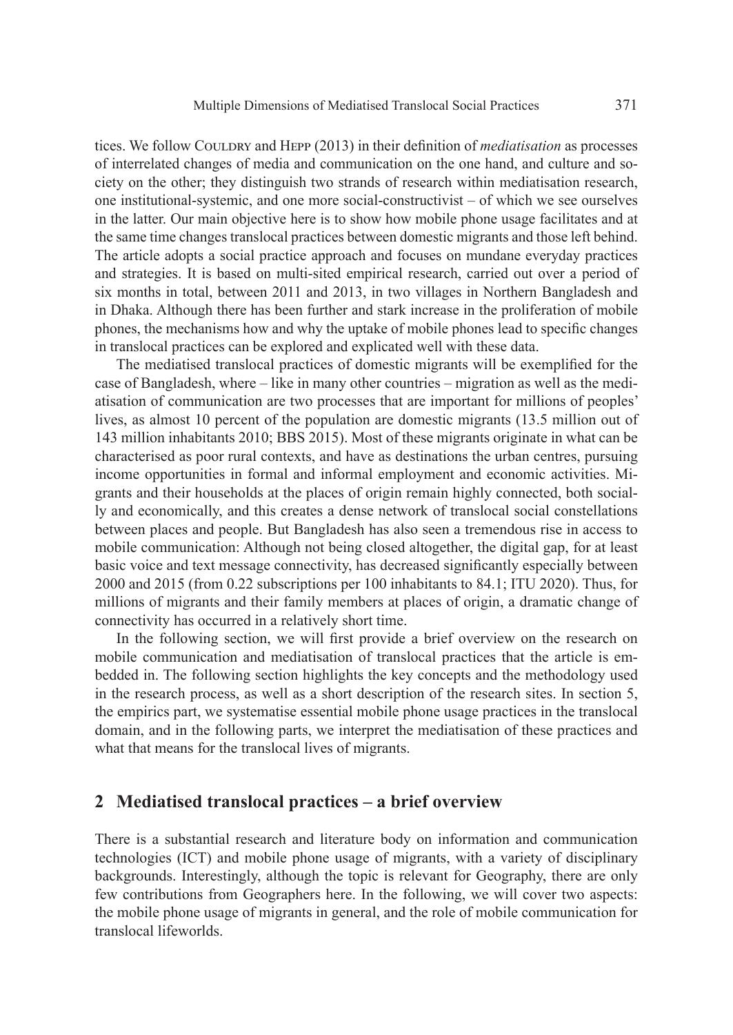tices. We follow Couldry and Hepp (2013) in their definition of *mediatisation* as processes of interrelated changes of media and communication on the one hand, and culture and society on the other; they distinguish two strands of research within mediatisation research, one institutional-systemic, and one more social-constructivist – of which we see ourselves in the latter. Our main objective here is to show how mobile phone usage facilitates and at the same time changes translocal practices between domestic migrants and those left behind. The article adopts a social practice approach and focuses on mundane everyday practices and strategies. It is based on multi-sited empirical research, carried out over a period of six months in total, between 2011 and 2013, in two villages in Northern Bangladesh and in Dhaka. Although there has been further and stark increase in the proliferation of mobile phones, the mechanisms how and why the uptake of mobile phones lead to specific changes in translocal practices can be explored and explicated well with these data.

The mediatised translocal practices of domestic migrants will be exemplified for the case of Bangladesh, where – like in many other countries – migration as well as the mediatisation of communication are two processes that are important for millions of peoples' lives, as almost 10 percent of the population are domestic migrants (13.5 million out of 143 million inhabitants 2010; BBS 2015). Most of these migrants originate in what can be characterised as poor rural contexts, and have as destinations the urban centres, pursuing income opportunities in formal and informal employment and economic activities. Migrants and their households at the places of origin remain highly connected, both socially and economically, and this creates a dense network of translocal social constellations between places and people. But Bangladesh has also seen a tremendous rise in access to mobile communication: Although not being closed altogether, the digital gap, for at least basic voice and text message connectivity, has decreased significantly especially between 2000 and 2015 (from 0.22 subscriptions per 100 inhabitants to 84.1; ITU 2020). Thus, for millions of migrants and their family members at places of origin, a dramatic change of connectivity has occurred in a relatively short time.

In the following section, we will first provide a brief overview on the research on mobile communication and mediatisation of translocal practices that the article is embedded in. The following section highlights the key concepts and the methodology used in the research process, as well as a short description of the research sites. In section 5, the empirics part, we systematise essential mobile phone usage practices in the translocal domain, and in the following parts, we interpret the mediatisation of these practices and what that means for the translocal lives of migrants.

## 2 Mediatised translocal practices – a brief overview

There is a substantial research and literature body on information and communication technologies (ICT) and mobile phone usage of migrants, with a variety of disciplinary backgrounds. Interestingly, although the topic is relevant for Geography, there are only few contributions from Geographers here. In the following, we will cover two aspects: the mobile phone usage of migrants in general, and the role of mobile communication for translocal lifeworlds.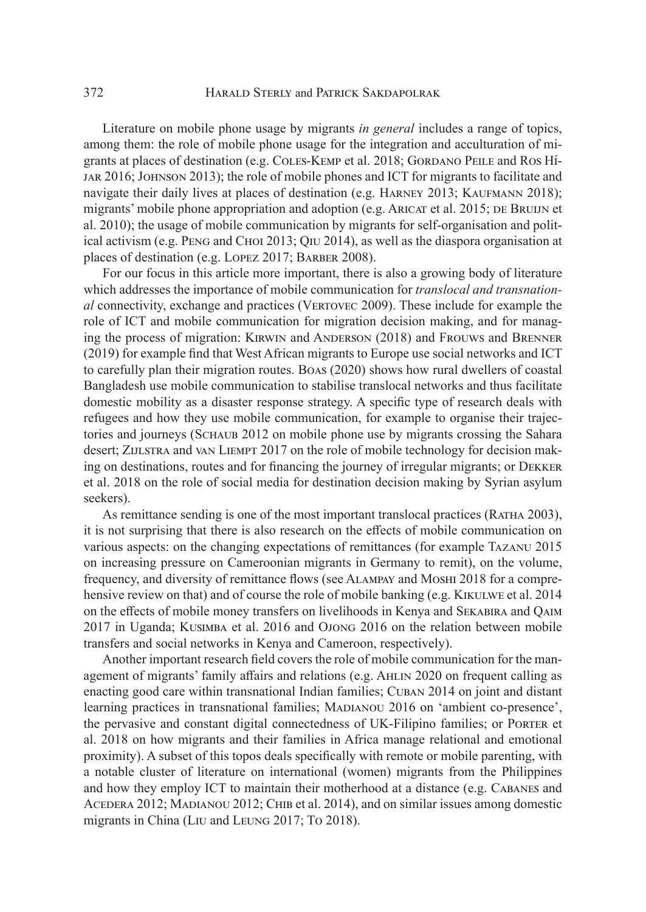Literature on mobile phone usage by migrants *in general* includes a range of topics, among them: the role of mobile phone usage for the integration and acculturation of migrants at places of destination (e.g. Coles-Kemp et al. 2018; Gordano Peile and Ros Híjar 2016; Johnson 2013); the role of mobile phones and ICT for migrants to facilitate and navigate their daily lives at places of destination (e.g. Harney 2013; Kaufmann 2018); migrants' mobile phone appropriation and adoption (e.g. Aricat et al. 2015; de Bruijn et al. 2010); the usage of mobile communication by migrants for self-organisation and political activism (e.g. Peng and Choi 2013; Qiu 2014), as well as the diaspora organisation at places of destination (e.g. Lopez 2017; Barber 2008).

For our focus in this article more important, there is also a growing body of literature which addresses the importance of mobile communication for *translocal and transnational* connectivity, exchange and practices (Vertovec 2009). These include for example the role of ICT and mobile communication for migration decision making, and for managing the process of migration: Kirwin and Anderson (2018) and Frouws and Brenner (2019) for example find that West African migrants to Europe use social networks and ICT to carefully plan their migration routes. Boas (2020) shows how rural dwellers of coastal Bangladesh use mobile communication to stabilise translocal networks and thus facilitate domestic mobility as a disaster response strategy. A specific type of research deals with refugees and how they use mobile communication, for example to organise their trajectories and journeys (Schaub 2012 on mobile phone use by migrants crossing the Sahara desert; Zijlstra and van Liempt 2017 on the role of mobile technology for decision making on destinations, routes and for financing the journey of irregular migrants; or Dekker et al. 2018 on the role of social media for destination decision making by Syrian asylum seekers).

As remittance sending is one of the most important translocal practices (Ratha 2003), it is not surprising that there is also research on the effects of mobile communication on various aspects: on the changing expectations of remittances (for example Tazanu 2015 on increasing pressure on Cameroonian migrants in Germany to remit), on the volume, frequency, and diversity of remittance flows (see Alampay and Moshi 2018 for a comprehensive review on that) and of course the role of mobile banking (e.g. Kikulwe et al. 2014 on the effects of mobile money transfers on livelihoods in Kenya and Sekabira and Qaim 2017 in Uganda; Kusimba et al. 2016 and Ojong 2016 on the relation between mobile transfers and social networks in Kenya and Cameroon, respectively).

Another important research field covers the role of mobile communication for the management of migrants' family affairs and relations (e.g. Ahlin 2020 on frequent calling as enacting good care within transnational Indian families; Cuban 2014 on joint and distant learning practices in transnational families; Madianou 2016 on 'ambient co-presence', the pervasive and constant digital connectedness of UK-Filipino families; or Porter et al. 2018 on how migrants and their families in Africa manage relational and emotional proximity). A subset of this topos deals specifically with remote or mobile parenting, with a notable cluster of literature on international (women) migrants from the Philippines and how they employ ICT to maintain their motherhood at a distance (e.g. Cabanes and Acedera 2012; Madianou 2012; Chib et al. 2014), and on similar issues among domestic migrants in China (Liu and Leung 2017; To 2018).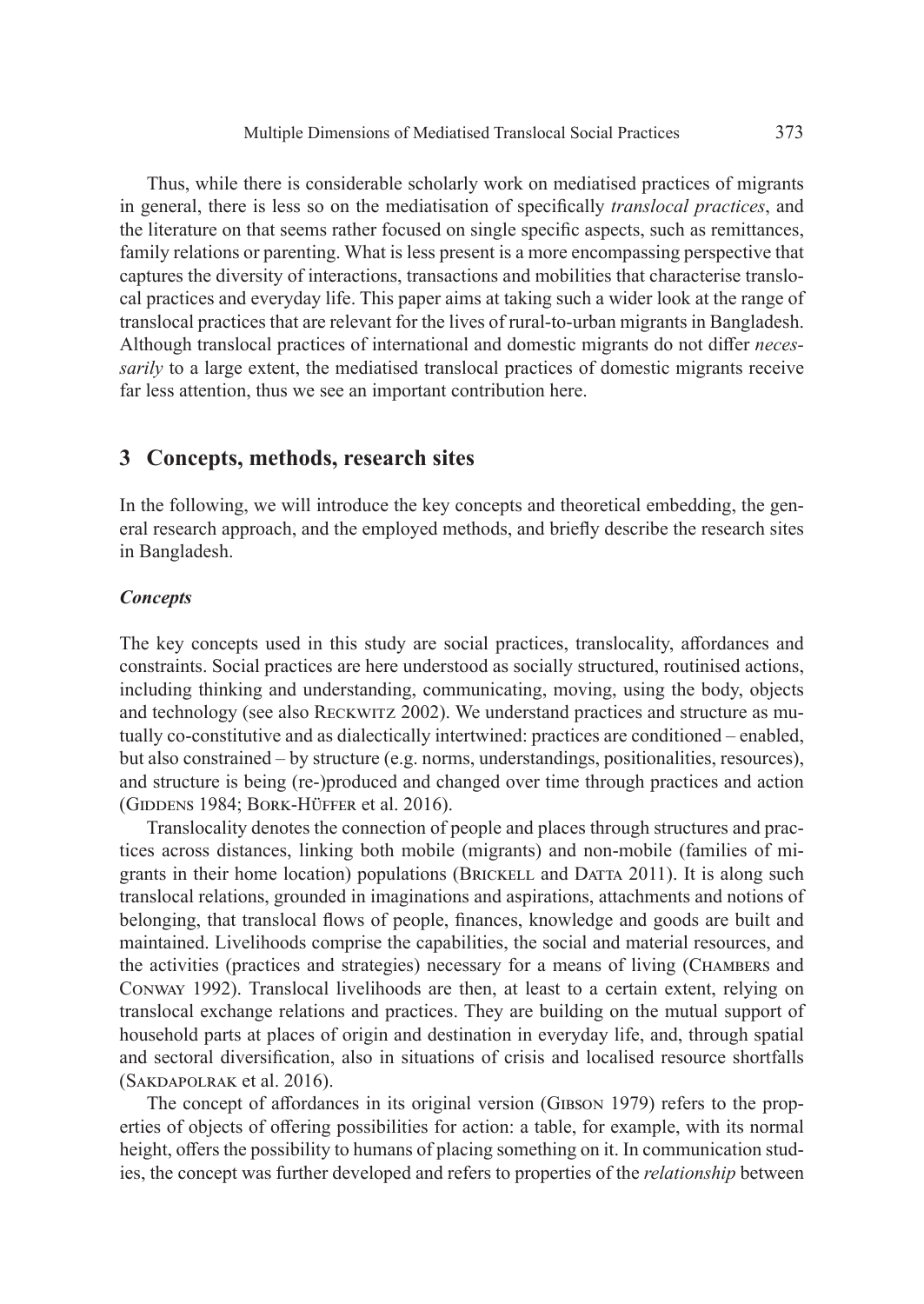Thus, while there is considerable scholarly work on mediatised practices of migrants in general, there is less so on the mediatisation of specifically *translocal practices*, and the literature on that seems rather focused on single specific aspects, such as remittances, family relations or parenting. What is less present is a more encompassing perspective that captures the diversity of interactions, transactions and mobilities that characterise translocal practices and everyday life. This paper aims at taking such a wider look at the range of translocal practices that are relevant for the lives of rural-to-urban migrants in Bangladesh. Although translocal practices of international and domestic migrants do not differ *necessarily* to a large extent, the mediatised translocal practices of domestic migrants receive far less attention, thus we see an important contribution here.

## 3 Concepts, methods, research sites

In the following, we will introduce the key concepts and theoretical embedding, the general research approach, and the employed methods, and briefly describe the research sites in Bangladesh.

### *Concepts*

The key concepts used in this study are social practices, translocality, affordances and constraints. Social practices are here understood as socially structured, routinised actions, including thinking and understanding, communicating, moving, using the body, objects and technology (see also Reckwitz 2002). We understand practices and structure as mutually co-constitutive and as dialectically intertwined: practices are conditioned – enabled, but also constrained – by structure (e.g. norms, understandings, positionalities, resources), and structure is being (re-)produced and changed over time through practices and action (Giddens 1984; Bork-Hüffer et al. 2016).

Translocality denotes the connection of people and places through structures and practices across distances, linking both mobile (migrants) and non-mobile (families of migrants in their home location) populations (Brickell and Datta 2011). It is along such translocal relations, grounded in imaginations and aspirations, attachments and notions of belonging, that translocal flows of people, finances, knowledge and goods are built and maintained. Livelihoods comprise the capabilities, the social and material resources, and the activities (practices and strategies) necessary for a means of living (Chambers and Conway 1992). Translocal livelihoods are then, at least to a certain extent, relying on translocal exchange relations and practices. They are building on the mutual support of household parts at places of origin and destination in everyday life, and, through spatial and sectoral diversification, also in situations of crisis and localised resource shortfalls (Sakdapolrak et al. 2016).

The concept of affordances in its original version (Gibson 1979) refers to the properties of objects of offering possibilities for action: a table, for example, with its normal height, offers the possibility to humans of placing something on it. In communication studies, the concept was further developed and refers to properties of the *relationship* between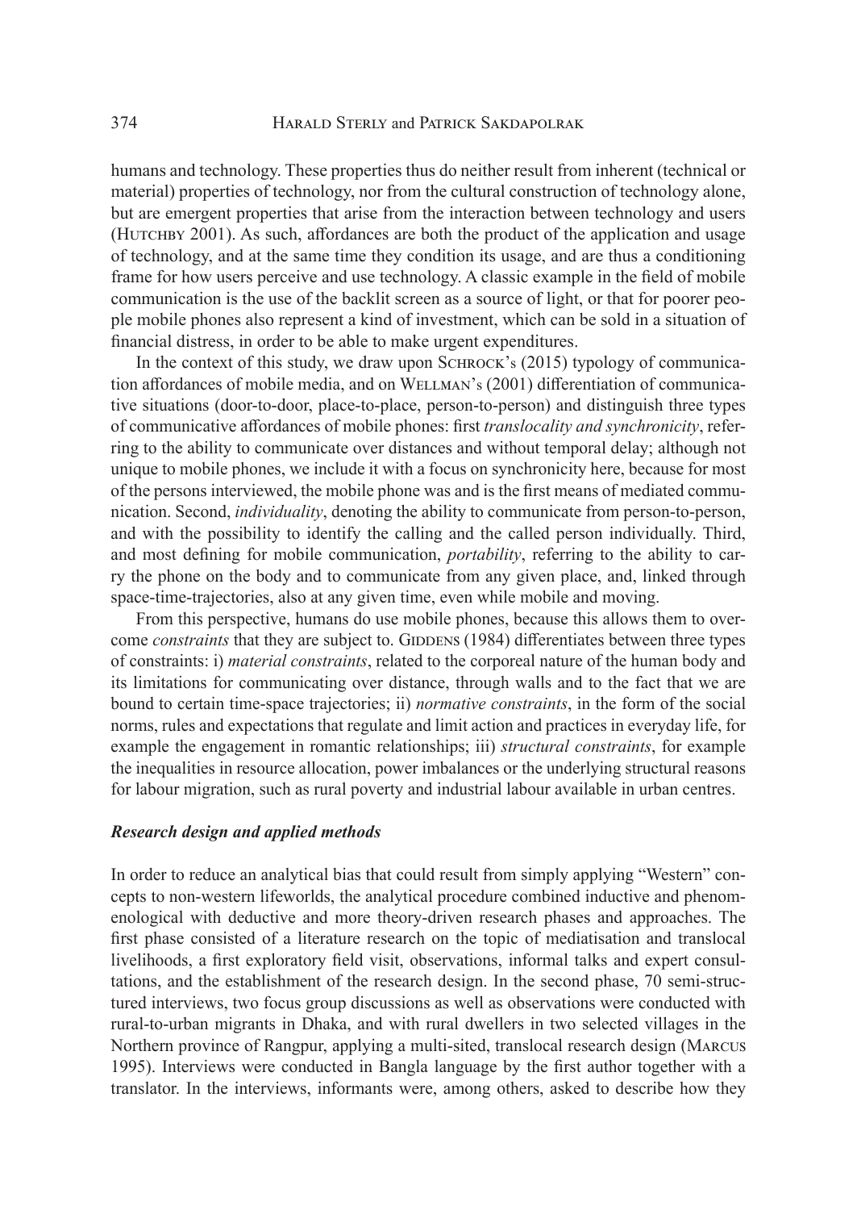humans and technology. These properties thus do neither result from inherent (technical or material) properties of technology, nor from the cultural construction of technology alone, but are emergent properties that arise from the interaction between technology and users (Hutchby 2001). As such, affordances are both the product of the application and usage of technology, and at the same time they condition its usage, and are thus a conditioning frame for how users perceive and use technology. A classic example in the field of mobile communication is the use of the backlit screen as a source of light, or that for poorer people mobile phones also represent a kind of investment, which can be sold in a situation of financial distress, in order to be able to make urgent expenditures.

In the context of this study, we draw upon Schrock's (2015) typology of communication affordances of mobile media, and on Wellman's (2001) differentiation of communicative situations (door-to-door, place-to-place, person-to-person) and distinguish three types of communicative affordances of mobile phones: first *translocality and synchronicity*, referring to the ability to communicate over distances and without temporal delay; although not unique to mobile phones, we include it with a focus on synchronicity here, because for most of the persons interviewed, the mobile phone was and is the first means of mediated communication. Second, *individuality*, denoting the ability to communicate from person-to-person, and with the possibility to identify the calling and the called person individually. Third, and most defining for mobile communication, *portability*, referring to the ability to carry the phone on the body and to communicate from any given place, and, linked through space-time-trajectories, also at any given time, even while mobile and moving.

From this perspective, humans do use mobile phones, because this allows them to overcome *constraints* that they are subject to. Giddens (1984) differentiates between three types of constraints: i) *material constraints*, related to the corporeal nature of the human body and its limitations for communicating over distance, through walls and to the fact that we are bound to certain time-space trajectories; ii) *normative constraints*, in the form of the social norms, rules and expectations that regulate and limit action and practices in everyday life, for example the engagement in romantic relationships; iii) *structural constraints*, for example the inequalities in resource allocation, power imbalances or the underlying structural reasons for labour migration, such as rural poverty and industrial labour available in urban centres.

### *Research design and applied methods*

In order to reduce an analytical bias that could result from simply applying "Western" concepts to non-western lifeworlds, the analytical procedure combined inductive and phenomenological with deductive and more theory-driven research phases and approaches. The first phase consisted of a literature research on the topic of mediatisation and translocal livelihoods, a first exploratory field visit, observations, informal talks and expert consultations, and the establishment of the research design. In the second phase, 70 semi-structured interviews, two focus group discussions as well as observations were conducted with rural-to-urban migrants in Dhaka, and with rural dwellers in two selected villages in the Northern province of Rangpur, applying a multi-sited, translocal research design (Marcus 1995). Interviews were conducted in Bangla language by the first author together with a translator. In the interviews, informants were, among others, asked to describe how they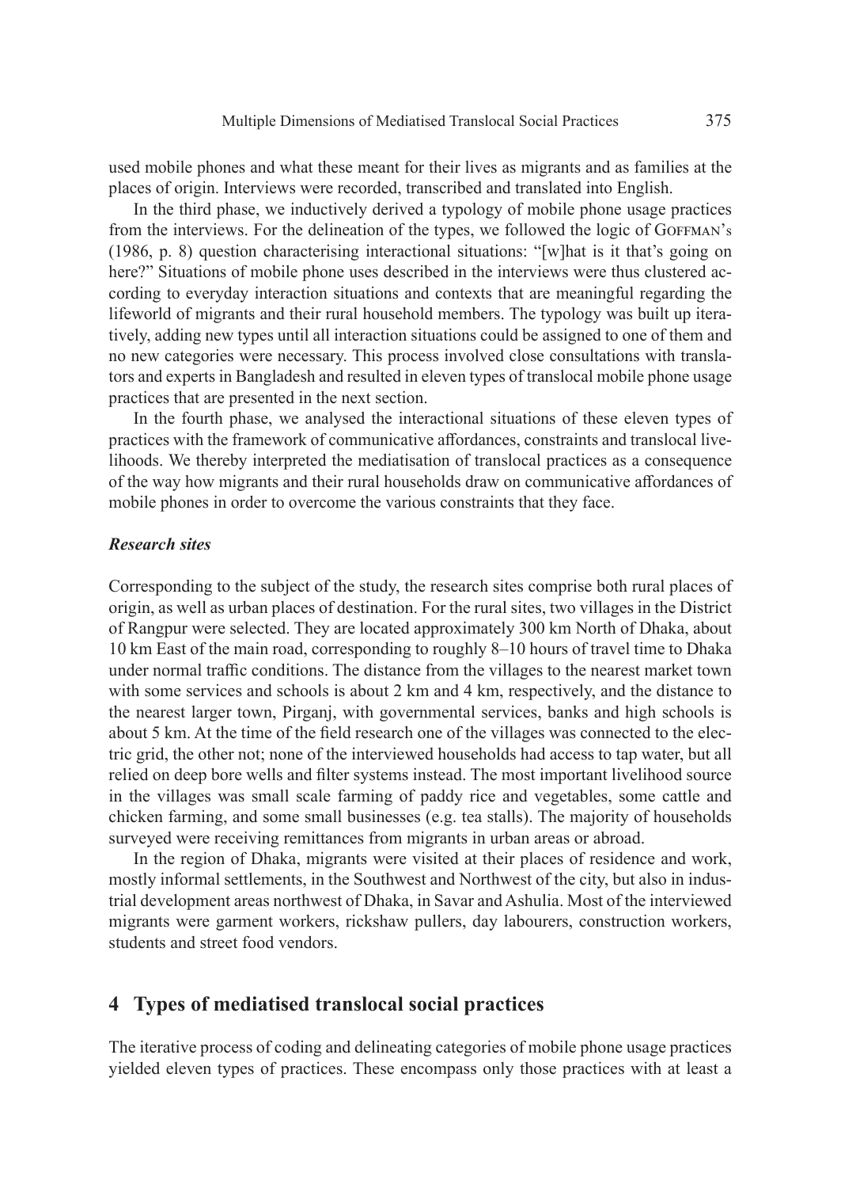used mobile phones and what these meant for their lives as migrants and as families at the places of origin. Interviews were recorded, transcribed and translated into English.

In the third phase, we inductively derived a typology of mobile phone usage practices from the interviews. For the delineation of the types, we followed the logic of Goffman's (1986, p. 8) question characterising interactional situations: "[w]hat is it that's going on here?" Situations of mobile phone uses described in the interviews were thus clustered according to everyday interaction situations and contexts that are meaningful regarding the lifeworld of migrants and their rural household members. The typology was built up iteratively, adding new types until all interaction situations could be assigned to one of them and no new categories were necessary. This process involved close consultations with translators and experts in Bangladesh and resulted in eleven types of translocal mobile phone usage practices that are presented in the next section.

In the fourth phase, we analysed the interactional situations of these eleven types of practices with the framework of communicative affordances, constraints and translocal livelihoods. We thereby interpreted the mediatisation of translocal practices as a consequence of the way how migrants and their rural households draw on communicative affordances of mobile phones in order to overcome the various constraints that they face.

### *Research sites*

Corresponding to the subject of the study, the research sites comprise both rural places of origin, as well as urban places of destination. For the rural sites, two villages in the District of Rangpur were selected. They are located approximately 300 km North of Dhaka, about 10 km East of the main road, corresponding to roughly 8–10 hours of travel time to Dhaka under normal traffic conditions. The distance from the villages to the nearest market town with some services and schools is about 2 km and 4 km, respectively, and the distance to the nearest larger town, Pirganj, with governmental services, banks and high schools is about 5 km. At the time of the field research one of the villages was connected to the electric grid, the other not; none of the interviewed households had access to tap water, but all relied on deep bore wells and filter systems instead. The most important livelihood source in the villages was small scale farming of paddy rice and vegetables, some cattle and chicken farming, and some small businesses (e.g. tea stalls). The majority of households surveyed were receiving remittances from migrants in urban areas or abroad.

In the region of Dhaka, migrants were visited at their places of residence and work, mostly informal settlements, in the Southwest and Northwest of the city, but also in industrial development areas northwest of Dhaka, in Savar and Ashulia. Most of the interviewed migrants were garment workers, rickshaw pullers, day labourers, construction workers, students and street food vendors.

## 4 Types of mediatised translocal social practices

The iterative process of coding and delineating categories of mobile phone usage practices yielded eleven types of practices. These encompass only those practices with at least a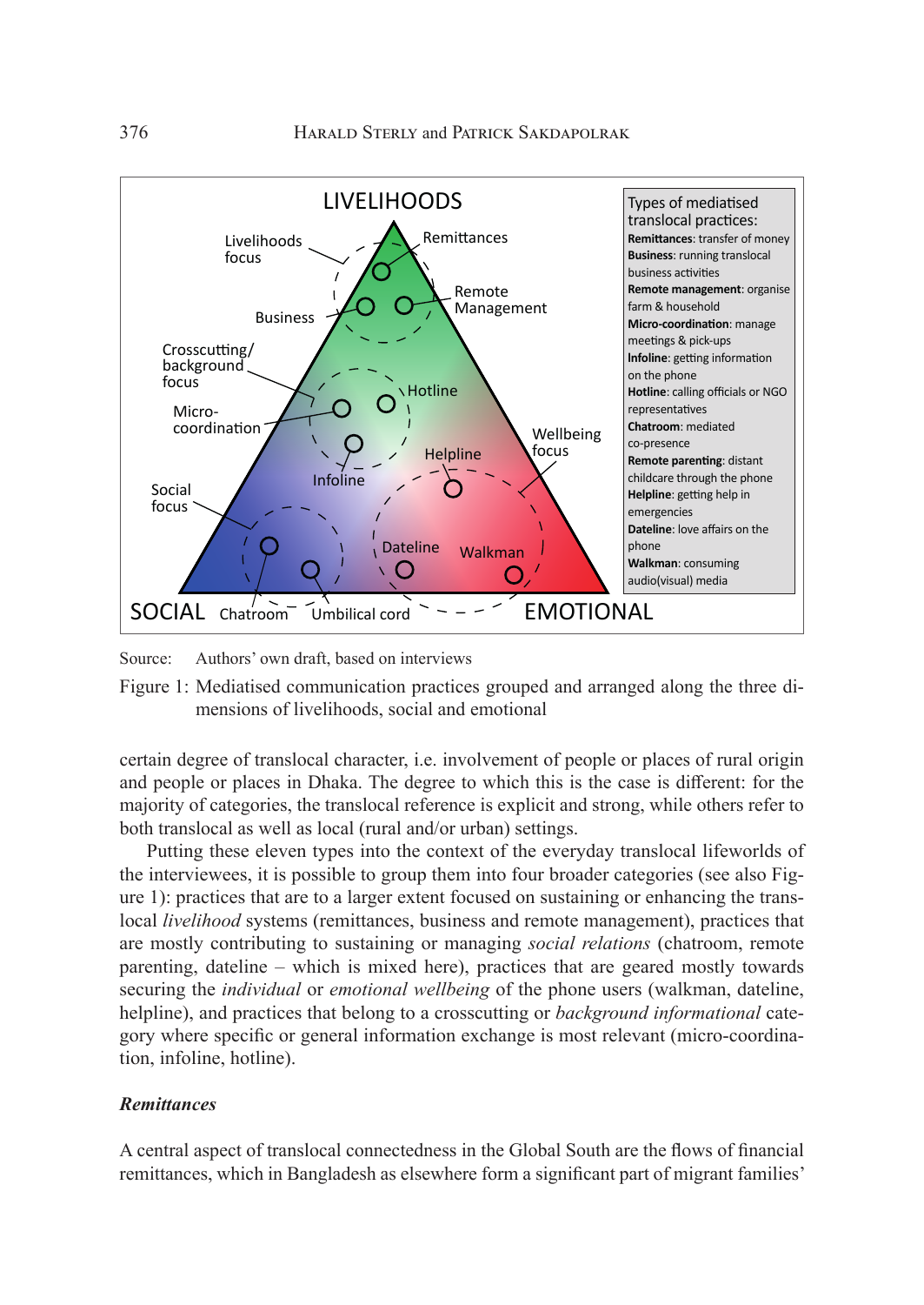LIVELIHOODS

Livelihoods focus

Remittances

Business

Remote Management

Crosscutting/ background focus

Hotline

Micro-coordination

Wellbeing focus

Helpline

Infoline

Social focus

Dateline

Walkman

SOCIAL Chatroom Umbilical cord EMOTIONAL

Types of mediatised translocal practices:
**Remittances**: transfer of money
**Business**: running translocal business activities
**Remote management**: organise farm & household
**Micro-coordination**: manage meetings & pick-ups
**Infoline**: getting information on the phone
**Hotline**: calling officials or NGO representatives
**Chatroom**: mediated co-presence
**Remote parenting**: distant childcare through the phone
**Helpline**: getting help in emergencies
**Dateline**: love affairs on the phone
**Walkman**: consuming audio(visual) media

Source: Authors' own draft, based on interviews

Figure 1: Mediatised communication practices grouped and arranged along the three dimensions of livelihoods, social and emotional

certain degree of translocal character, i.e. involvement of people or places of rural origin and people or places in Dhaka. The degree to which this is the case is different: for the majority of categories, the translocal reference is explicit and strong, while others refer to both translocal as well as local (rural and/or urban) settings.

Putting these eleven types into the context of the everyday translocal lifeworlds of the interviewees, it is possible to group them into four broader categories (see also Figure 1): practices that are to a larger extent focused on sustaining or enhancing the translocal *livelihood* systems (remittances, business and remote management), practices that are mostly contributing to sustaining or managing *social relations* (chatroom, remote parenting, dateline – which is mixed here), practices that are geared mostly towards securing the *individual* or *emotional wellbeing* of the phone users (walkman, dateline, helpline), and practices that belong to a crosscutting or *background informational* category where specific or general information exchange is most relevant (micro-coordination, infoline, hotline).

### *Remittances*

A central aspect of translocal connectedness in the Global South are the flows of financial remittances, which in Bangladesh as elsewhere form a significant part of migrant families'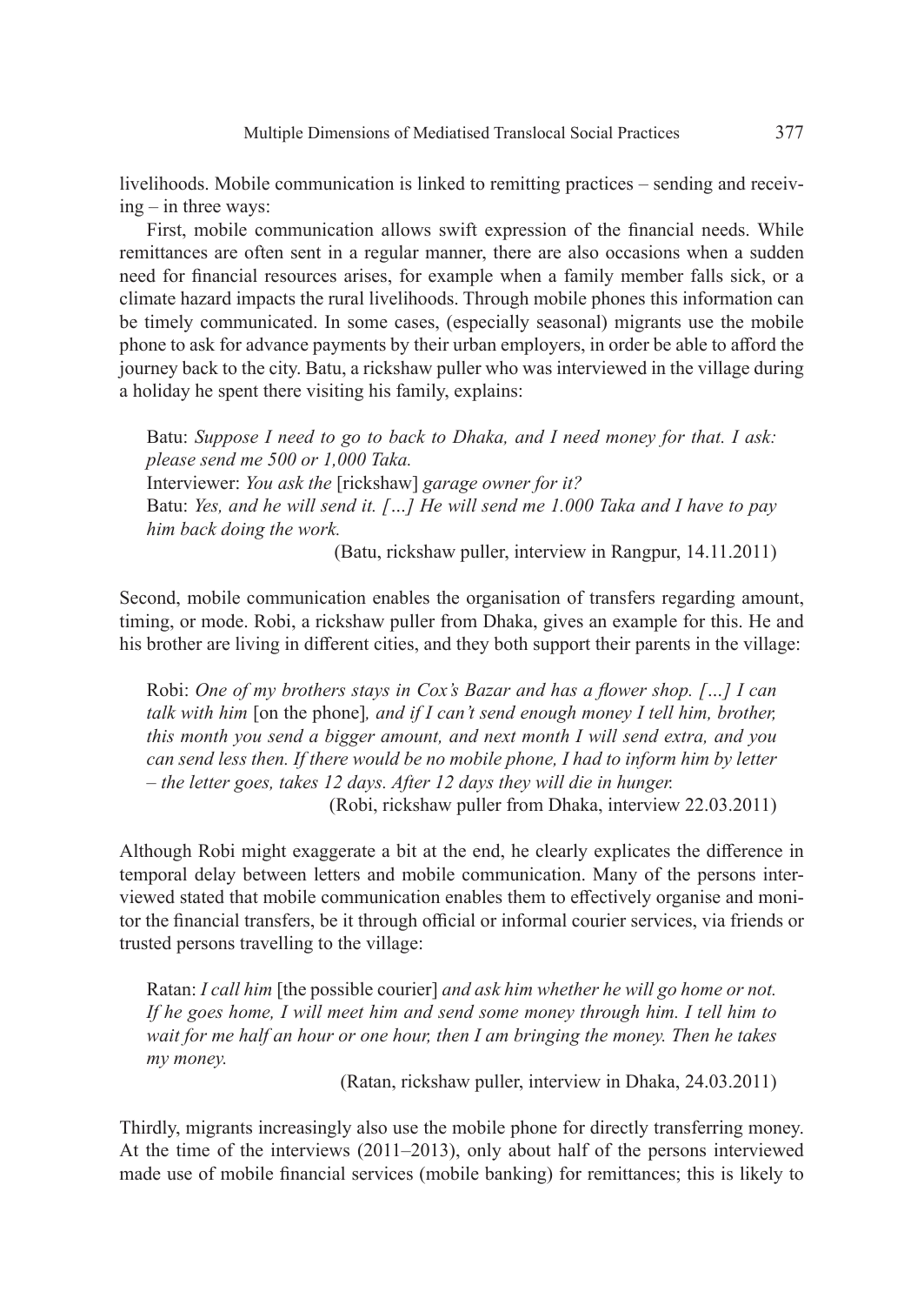livelihoods. Mobile communication is linked to remitting practices – sending and receiving – in three ways:

First, mobile communication allows swift expression of the financial needs. While remittances are often sent in a regular manner, there are also occasions when a sudden need for financial resources arises, for example when a family member falls sick, or a climate hazard impacts the rural livelihoods. Through mobile phones this information can be timely communicated. In some cases, (especially seasonal) migrants use the mobile phone to ask for advance payments by their urban employers, in order be able to afford the journey back to the city. Batu, a rickshaw puller who was interviewed in the village during a holiday he spent there visiting his family, explains:

> Batu: *Suppose I need to go to back to Dhaka, and I need money for that. I ask: please send me 500 or 1,000 Taka.*
> Interviewer: *You ask the* [rickshaw] *garage owner for it?*
> Batu: *Yes, and he will send it. […] He will send me 1.000 Taka and I have to pay him back doing the work.*
> (Batu, rickshaw puller, interview in Rangpur, 14.11.2011)

Second, mobile communication enables the organisation of transfers regarding amount, timing, or mode. Robi, a rickshaw puller from Dhaka, gives an example for this. He and his brother are living in different cities, and they both support their parents in the village:

> Robi: *One of my brothers stays in Cox's Bazar and has a flower shop. […] I can talk with him* [on the phone]*, and if I can't send enough money I tell him, brother, this month you send a bigger amount, and next month I will send extra, and you can send less then. If there would be no mobile phone, I had to inform him by letter – the letter goes, takes 12 days. After 12 days they will die in hunger.*
> (Robi, rickshaw puller from Dhaka, interview 22.03.2011)

Although Robi might exaggerate a bit at the end, he clearly explicates the difference in temporal delay between letters and mobile communication. Many of the persons interviewed stated that mobile communication enables them to effectively organise and monitor the financial transfers, be it through official or informal courier services, via friends or trusted persons travelling to the village:

> Ratan: *I call him* [the possible courier] *and ask him whether he will go home or not. If he goes home, I will meet him and send some money through him. I tell him to wait for me half an hour or one hour, then I am bringing the money. Then he takes my money.*
> (Ratan, rickshaw puller, interview in Dhaka, 24.03.2011)

Thirdly, migrants increasingly also use the mobile phone for directly transferring money. At the time of the interviews (2011–2013), only about half of the persons interviewed made use of mobile financial services (mobile banking) for remittances; this is likely to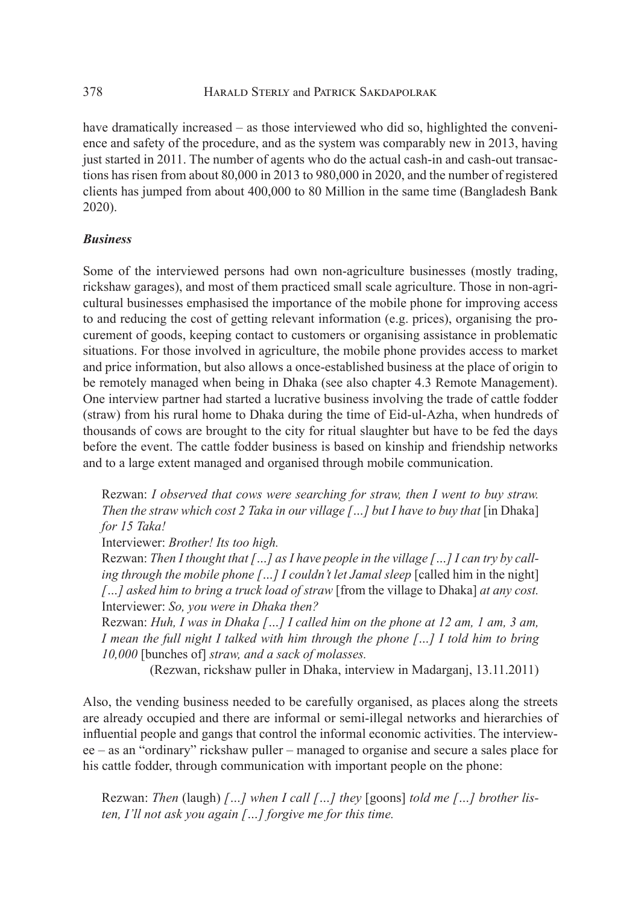have dramatically increased – as those interviewed who did so, highlighted the convenience and safety of the procedure, and as the system was comparably new in 2013, having just started in 2011. The number of agents who do the actual cash-in and cash-out transactions has risen from about 80,000 in 2013 to 980,000 in 2020, and the number of registered clients has jumped from about 400,000 to 80 Million in the same time (Bangladesh Bank 2020).

***Business***

Some of the interviewed persons had own non-agriculture businesses (mostly trading, rickshaw garages), and most of them practiced small scale agriculture. Those in non-agricultural businesses emphasised the importance of the mobile phone for improving access to and reducing the cost of getting relevant information (e.g. prices), organising the procurement of goods, keeping contact to customers or organising assistance in problematic situations. For those involved in agriculture, the mobile phone provides access to market and price information, but also allows a once-established business at the place of origin to be remotely managed when being in Dhaka (see also chapter 4.3 Remote Management). One interview partner had started a lucrative business involving the trade of cattle fodder (straw) from his rural home to Dhaka during the time of Eid-ul-Azha, when hundreds of thousands of cows are brought to the city for ritual slaughter but have to be fed the days before the event. The cattle fodder business is based on kinship and friendship networks and to a large extent managed and organised through mobile communication.

> Rezwan: *I observed that cows were searching for straw, then I went to buy straw. Then the straw which cost 2 Taka in our village […] but I have to buy that* [in Dhaka] *for 15 Taka!*
> Interviewer: *Brother! Its too high.*
> Rezwan: *Then I thought that […] as I have people in the village […] I can try by calling through the mobile phone […] I couldn't let Jamal sleep* [called him in the night] *[…] asked him to bring a truck load of straw* [from the village to Dhaka] *at any cost.*
> Interviewer: *So, you were in Dhaka then?*
> Rezwan: *Huh, I was in Dhaka […] I called him on the phone at 12 am, 1 am, 3 am, I mean the full night I talked with him through the phone […] I told him to bring 10,000* [bunches of] *straw, and a sack of molasses.*
> (Rezwan, rickshaw puller in Dhaka, interview in Madarganj, 13.11.2011)

Also, the vending business needed to be carefully organised, as places along the streets are already occupied and there are informal or semi-illegal networks and hierarchies of influential people and gangs that control the informal economic activities. The interviewee – as an "ordinary" rickshaw puller – managed to organise and secure a sales place for his cattle fodder, through communication with important people on the phone:

> Rezwan: *Then* (laugh) *[…] when I call […] they* [goons] *told me […] brother listen, I'll not ask you again […] forgive me for this time.*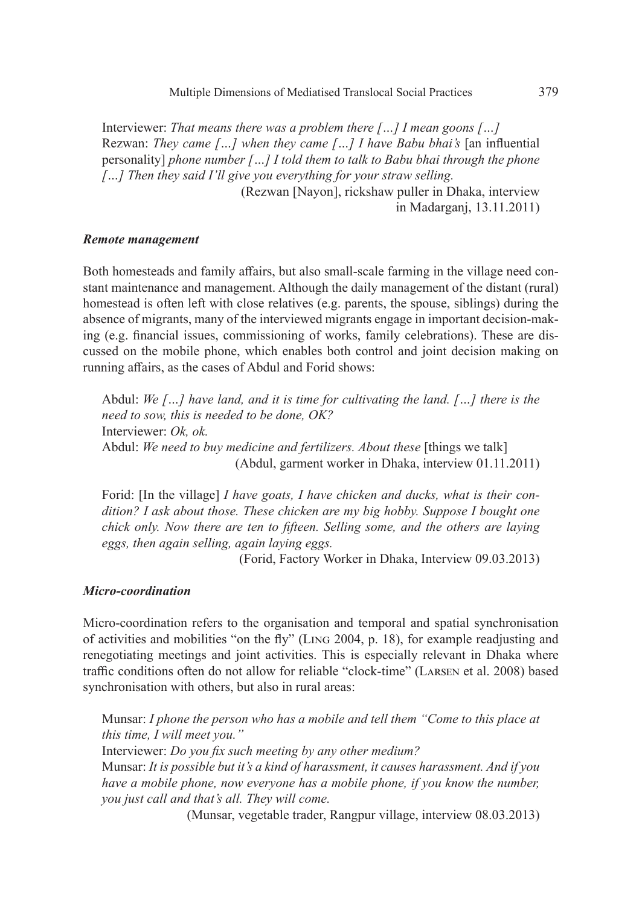Interviewer: *That means there was a problem there […] I mean goons […]*
Rezwan: *They came […] when they came […] I have Babu bhai's* [an influential personality] *phone number […] I told them to talk to Babu bhai through the phone […] Then they said I'll give you everything for your straw selling.*
(Rezwan [Nayon], rickshaw puller in Dhaka, interview in Madarganj, 13.11.2011)

#### *Remote management*

Both homesteads and family affairs, but also small-scale farming in the village need constant maintenance and management. Although the daily management of the distant (rural) homestead is often left with close relatives (e.g. parents, the spouse, siblings) during the absence of migrants, many of the interviewed migrants engage in important decision-making (e.g. financial issues, commissioning of works, family celebrations). These are discussed on the mobile phone, which enables both control and joint decision making on running affairs, as the cases of Abdul and Forid shows:

Abdul: *We […] have land, and it is time for cultivating the land. […] there is the need to sow, this is needed to be done, OK?*
Interviewer: *Ok, ok.*
Abdul: *We need to buy medicine and fertilizers. About these* [things we talk]
(Abdul, garment worker in Dhaka, interview 01.11.2011)

Forid: [In the village] *I have goats, I have chicken and ducks, what is their condition? I ask about those. These chicken are my big hobby. Suppose I bought one chick only. Now there are ten to fifteen. Selling some, and the others are laying eggs, then again selling, again laying eggs.*
(Forid, Factory Worker in Dhaka, Interview 09.03.2013)

#### *Micro-coordination*

Micro-coordination refers to the organisation and temporal and spatial synchronisation of activities and mobilities "on the fly" (Ling 2004, p. 18), for example readjusting and renegotiating meetings and joint activities. This is especially relevant in Dhaka where traffic conditions often do not allow for reliable "clock-time" (Larsen et al. 2008) based synchronisation with others, but also in rural areas:

Munsar: *I phone the person who has a mobile and tell them "Come to this place at this time, I will meet you."*
Interviewer: *Do you fix such meeting by any other medium?*
Munsar: *It is possible but it's a kind of harassment, it causes harassment. And if you have a mobile phone, now everyone has a mobile phone, if you know the number, you just call and that's all. They will come.*
(Munsar, vegetable trader, Rangpur village, interview 08.03.2013)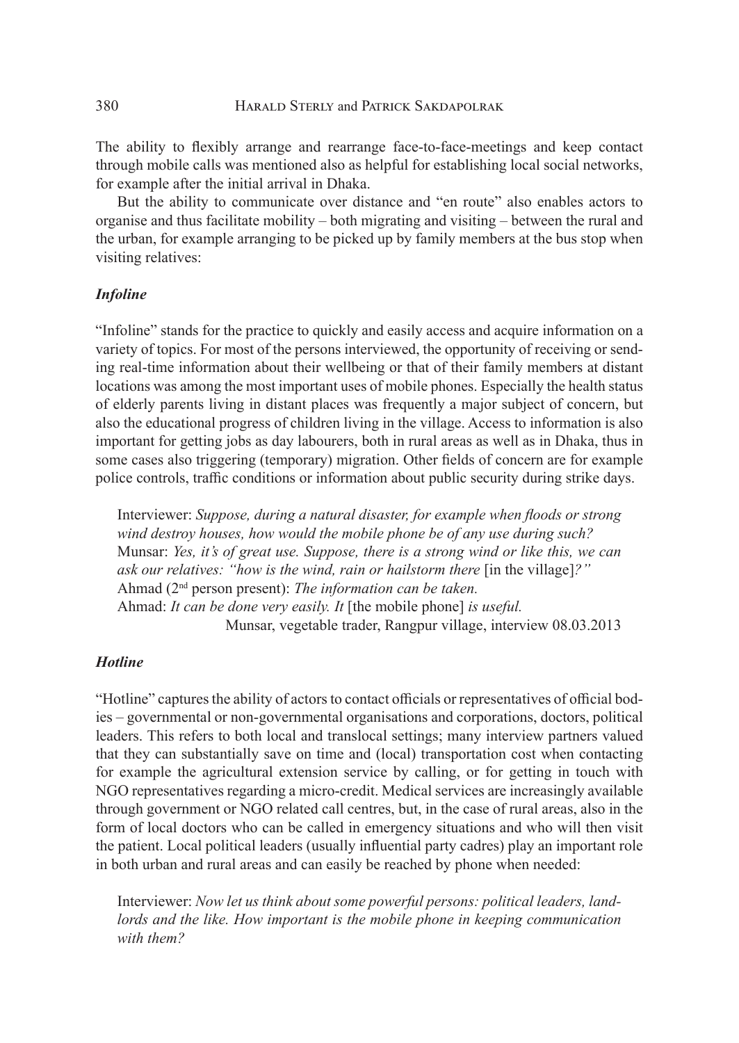The ability to flexibly arrange and rearrange face-to-face-meetings and keep contact through mobile calls was mentioned also as helpful for establishing local social networks, for example after the initial arrival in Dhaka.

But the ability to communicate over distance and "en route" also enables actors to organise and thus facilitate mobility – both migrating and visiting – between the rural and the urban, for example arranging to be picked up by family members at the bus stop when visiting relatives:

### *Infoline*

"Infoline" stands for the practice to quickly and easily access and acquire information on a variety of topics. For most of the persons interviewed, the opportunity of receiving or sending real-time information about their wellbeing or that of their family members at distant locations was among the most important uses of mobile phones. Especially the health status of elderly parents living in distant places was frequently a major subject of concern, but also the educational progress of children living in the village. Access to information is also important for getting jobs as day labourers, both in rural areas as well as in Dhaka, thus in some cases also triggering (temporary) migration. Other fields of concern are for example police controls, traffic conditions or information about public security during strike days.

> Interviewer: *Suppose, during a natural disaster, for example when floods or strong wind destroy houses, how would the mobile phone be of any use during such?*
> Munsar: *Yes, it's of great use. Suppose, there is a strong wind or like this, we can ask our relatives: "how is the wind, rain or hailstorm there* [in the village]*?"*
> Ahmad (2nd person present): *The information can be taken.*
> Ahmad: *It can be done very easily. It* [the mobile phone] *is useful.*
> Munsar, vegetable trader, Rangpur village, interview 08.03.2013

### *Hotline*

"Hotline" captures the ability of actors to contact officials or representatives of official bodies – governmental or non-governmental organisations and corporations, doctors, political leaders. This refers to both local and translocal settings; many interview partners valued that they can substantially save on time and (local) transportation cost when contacting for example the agricultural extension service by calling, or for getting in touch with NGO representatives regarding a micro-credit. Medical services are increasingly available through government or NGO related call centres, but, in the case of rural areas, also in the form of local doctors who can be called in emergency situations and who will then visit the patient. Local political leaders (usually influential party cadres) play an important role in both urban and rural areas and can easily be reached by phone when needed:

> Interviewer: *Now let us think about some powerful persons: political leaders, landlords and the like. How important is the mobile phone in keeping communication with them?*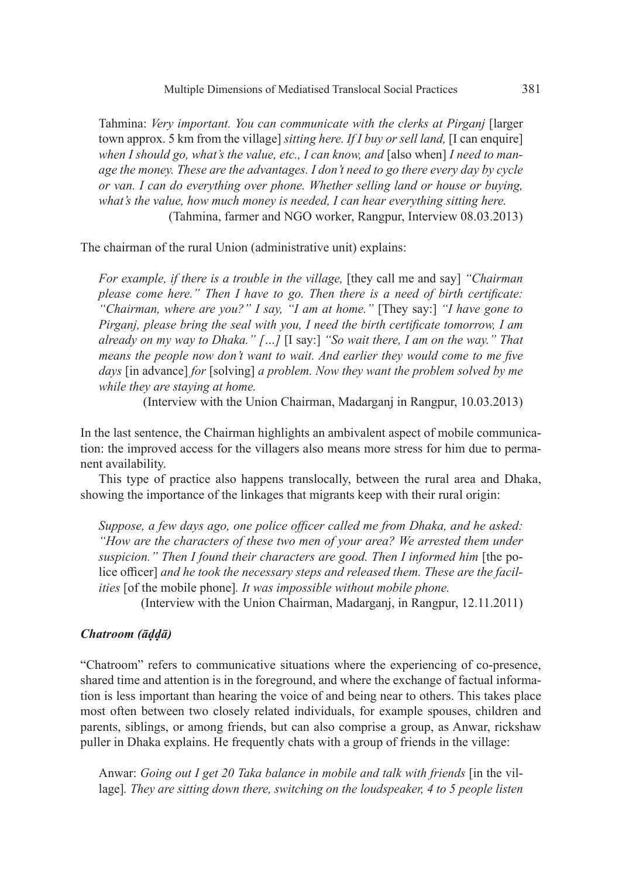Tahmina: *Very important. You can communicate with the clerks at Pirganj* [larger town approx. 5 km from the village] *sitting here. If I buy or sell land,* [I can enquire] *when I should go, what's the value, etc., I can know, and* [also when] *I need to manage the money. These are the advantages. I don't need to go there every day by cycle or van. I can do everything over phone. Whether selling land or house or buying, what's the value, how much money is needed, I can hear everything sitting here.*
(Tahmina, farmer and NGO worker, Rangpur, Interview 08.03.2013)

The chairman of the rural Union (administrative unit) explains:

*For example, if there is a trouble in the village,* [they call me and say] *"Chairman please come here." Then I have to go. Then there is a need of birth certificate: "Chairman, where are you?" I say, "I am at home."* [They say:] *"I have gone to Pirganj, please bring the seal with you, I need the birth certificate tomorrow, I am already on my way to Dhaka." […]* [I say:] *"So wait there, I am on the way." That means the people now don't want to wait. And earlier they would come to me five days* [in advance] *for* [solving] *a problem. Now they want the problem solved by me while they are staying at home.*
(Interview with the Union Chairman, Madarganj in Rangpur, 10.03.2013)

In the last sentence, the Chairman highlights an ambivalent aspect of mobile communication: the improved access for the villagers also means more stress for him due to permanent availability.

This type of practice also happens translocally, between the rural area and Dhaka, showing the importance of the linkages that migrants keep with their rural origin:

*Suppose, a few days ago, one police officer called me from Dhaka, and he asked: "How are the characters of these two men of your area? We arrested them under suspicion." Then I found their characters are good. Then I informed him* [the police officer] *and he took the necessary steps and released them. These are the facilities* [of the mobile phone]. *It was impossible without mobile phone.*
(Interview with the Union Chairman, Madarganj, in Rangpur, 12.11.2011)

***Chatroom (āḍḍā)***

"Chatroom" refers to communicative situations where the experiencing of co-presence, shared time and attention is in the foreground, and where the exchange of factual information is less important than hearing the voice of and being near to others. This takes place most often between two closely related individuals, for example spouses, children and parents, siblings, or among friends, but can also comprise a group, as Anwar, rickshaw puller in Dhaka explains. He frequently chats with a group of friends in the village:

Anwar: *Going out I get 20 Taka balance in mobile and talk with friends* [in the village]. *They are sitting down there, switching on the loudspeaker, 4 to 5 people listen*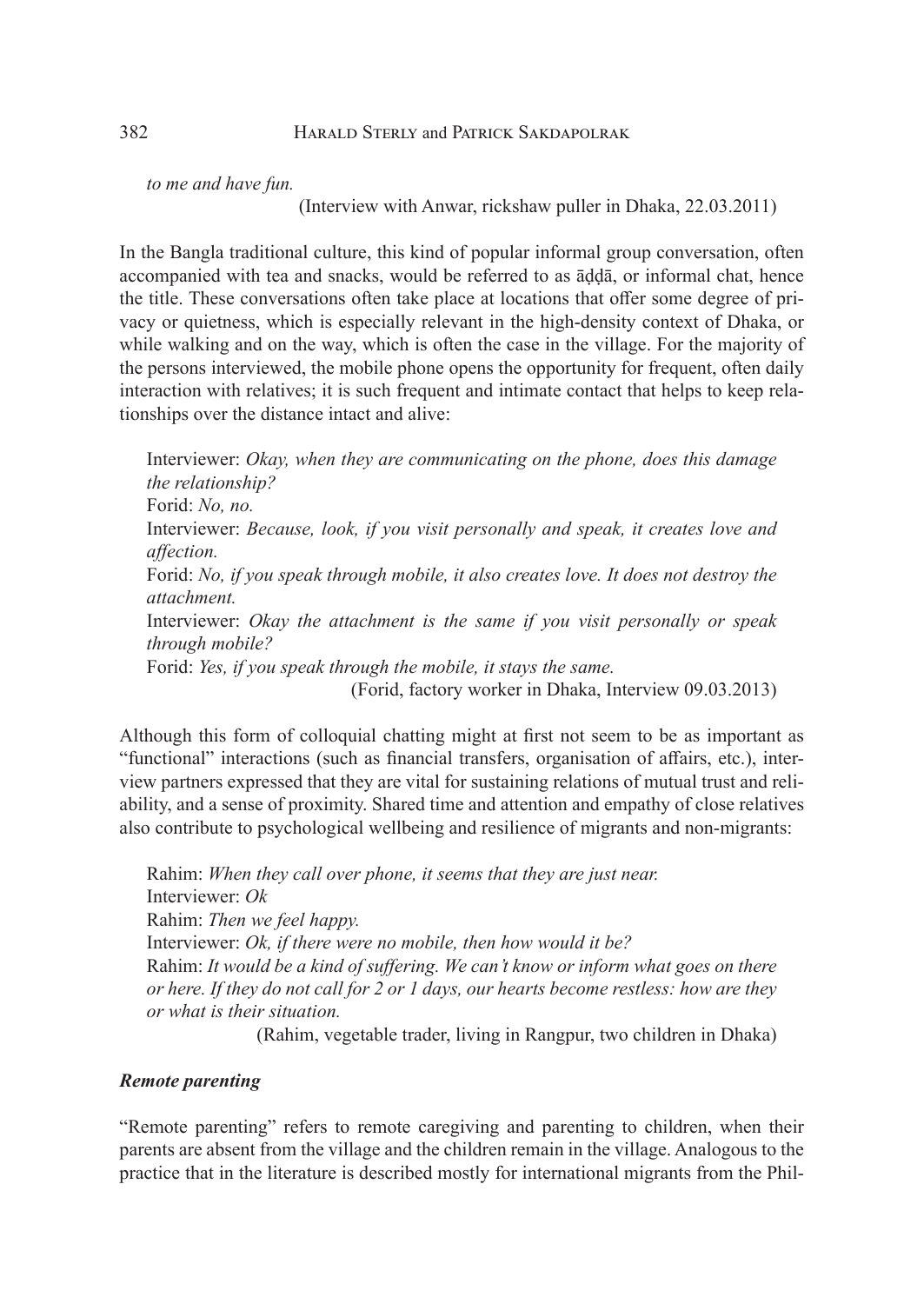*to me and have fun.*

(Interview with Anwar, rickshaw puller in Dhaka, 22.03.2011)

In the Bangla traditional culture, this kind of popular informal group conversation, often accompanied with tea and snacks, would be referred to as āḍḍā, or informal chat, hence the title. These conversations often take place at locations that offer some degree of privacy or quietness, which is especially relevant in the high-density context of Dhaka, or while walking and on the way, which is often the case in the village. For the majority of the persons interviewed, the mobile phone opens the opportunity for frequent, often daily interaction with relatives; it is such frequent and intimate contact that helps to keep relationships over the distance intact and alive:

> Interviewer: *Okay, when they are communicating on the phone, does this damage the relationship?*
>
> Forid: *No, no.*
>
> Interviewer: *Because, look, if you visit personally and speak, it creates love and affection.*
>
> Forid: *No, if you speak through mobile, it also creates love. It does not destroy the attachment.*
>
> Interviewer: *Okay the attachment is the same if you visit personally or speak through mobile?*
>
> Forid: *Yes, if you speak through the mobile, it stays the same.*
>
> (Forid, factory worker in Dhaka, Interview 09.03.2013)

Although this form of colloquial chatting might at first not seem to be as important as "functional" interactions (such as financial transfers, organisation of affairs, etc.), interview partners expressed that they are vital for sustaining relations of mutual trust and reliability, and a sense of proximity. Shared time and attention and empathy of close relatives also contribute to psychological wellbeing and resilience of migrants and non-migrants:

> Rahim: *When they call over phone, it seems that they are just near.*
>
> Interviewer: *Ok*
>
> Rahim: *Then we feel happy.*
>
> Interviewer: *Ok, if there were no mobile, then how would it be?*
>
> Rahim: *It would be a kind of suffering. We can't know or inform what goes on there or here. If they do not call for 2 or 1 days, our hearts become restless: how are they or what is their situation.*
>
> (Rahim, vegetable trader, living in Rangpur, two children in Dhaka)

### *Remote parenting*

"Remote parenting" refers to remote caregiving and parenting to children, when their parents are absent from the village and the children remain in the village. Analogous to the practice that in the literature is described mostly for international migrants from the Phil-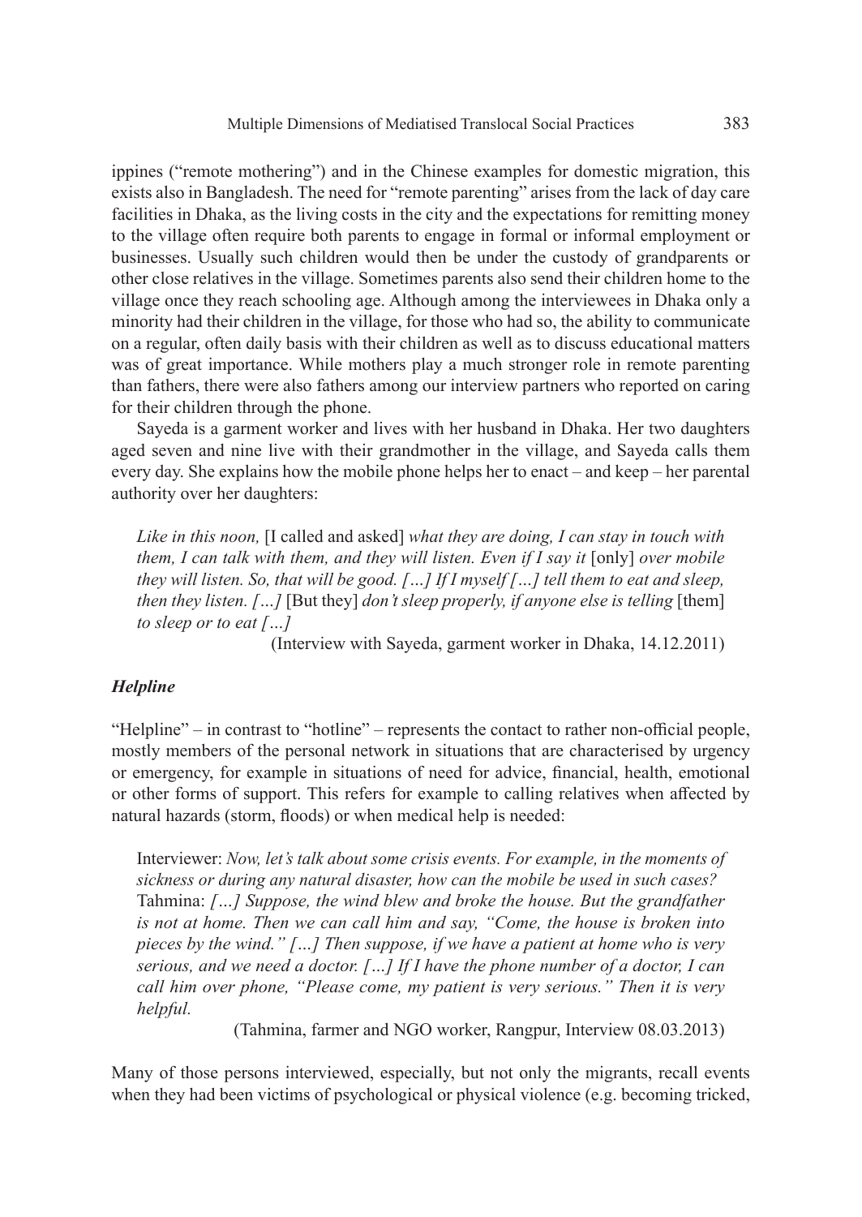ippines ("remote mothering") and in the Chinese examples for domestic migration, this exists also in Bangladesh. The need for "remote parenting" arises from the lack of day care facilities in Dhaka, as the living costs in the city and the expectations for remitting money to the village often require both parents to engage in formal or informal employment or businesses. Usually such children would then be under the custody of grandparents or other close relatives in the village. Sometimes parents also send their children home to the village once they reach schooling age. Although among the interviewees in Dhaka only a minority had their children in the village, for those who had so, the ability to communicate on a regular, often daily basis with their children as well as to discuss educational matters was of great importance. While mothers play a much stronger role in remote parenting than fathers, there were also fathers among our interview partners who reported on caring for their children through the phone.

Sayeda is a garment worker and lives with her husband in Dhaka. Her two daughters aged seven and nine live with their grandmother in the village, and Sayeda calls them every day. She explains how the mobile phone helps her to enact – and keep – her parental authority over her daughters:

> *Like in this noon,* [I called and asked] *what they are doing, I can stay in touch with them, I can talk with them, and they will listen. Even if I say it* [only] *over mobile they will listen. So, that will be good. […] If I myself […] tell them to eat and sleep, then they listen. […]* [But they] *don't sleep properly, if anyone else is telling* [them] *to sleep or to eat […]*
>
> (Interview with Sayeda, garment worker in Dhaka, 14.12.2011)

### *Helpline*

"Helpline" – in contrast to "hotline" – represents the contact to rather non-official people, mostly members of the personal network in situations that are characterised by urgency or emergency, for example in situations of need for advice, financial, health, emotional or other forms of support. This refers for example to calling relatives when affected by natural hazards (storm, floods) or when medical help is needed:

> Interviewer: *Now, let's talk about some crisis events. For example, in the moments of sickness or during any natural disaster, how can the mobile be used in such cases?*
> Tahmina: *[…] Suppose, the wind blew and broke the house. But the grandfather is not at home. Then we can call him and say, "Come, the house is broken into pieces by the wind." […] Then suppose, if we have a patient at home who is very serious, and we need a doctor. […] If I have the phone number of a doctor, I can call him over phone, "Please come, my patient is very serious." Then it is very helpful.*
>
> (Tahmina, farmer and NGO worker, Rangpur, Interview 08.03.2013)

Many of those persons interviewed, especially, but not only the migrants, recall events when they had been victims of psychological or physical violence (e.g. becoming tricked,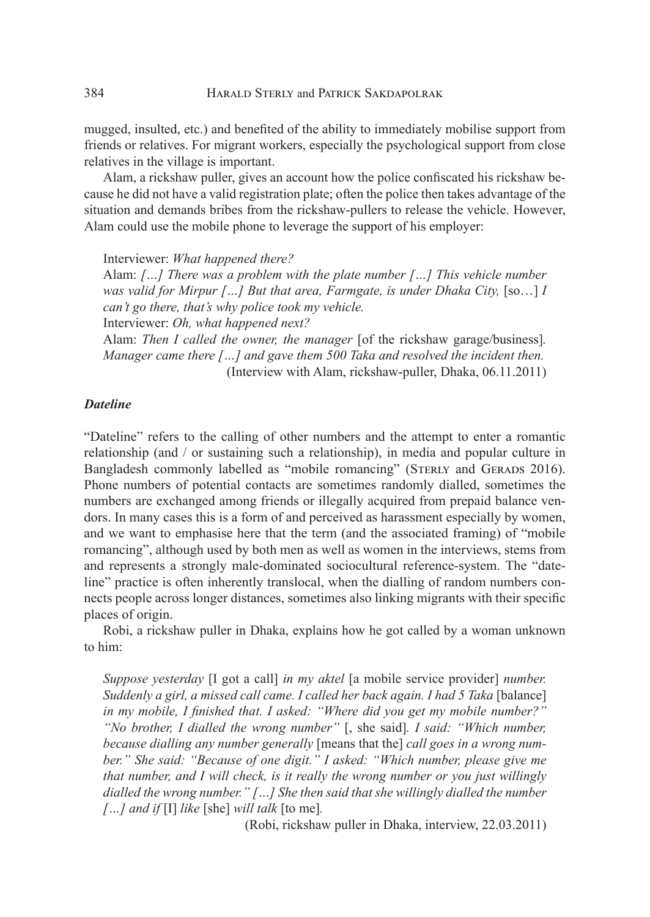mugged, insulted, etc.) and benefited of the ability to immediately mobilise support from friends or relatives. For migrant workers, especially the psychological support from close relatives in the village is important.

Alam, a rickshaw puller, gives an account how the police confiscated his rickshaw because he did not have a valid registration plate; often the police then takes advantage of the situation and demands bribes from the rickshaw-pullers to release the vehicle. However, Alam could use the mobile phone to leverage the support of his employer:

> Interviewer: *What happened there?*
> Alam: *[…] There was a problem with the plate number […] This vehicle number was valid for Mirpur […] But that area, Farmgate, is under Dhaka City,* [so…] *I can't go there, that's why police took my vehicle.*
> Interviewer: *Oh, what happened next?*
> Alam: *Then I called the owner, the manager* [of the rickshaw garage/business]*. Manager came there […] and gave them 500 Taka and resolved the incident then.*
> (Interview with Alam, rickshaw-puller, Dhaka, 06.11.2011)

### *Dateline*

"Dateline" refers to the calling of other numbers and the attempt to enter a romantic relationship (and / or sustaining such a relationship), in media and popular culture in Bangladesh commonly labelled as "mobile romancing" (Sterly and Gerads 2016). Phone numbers of potential contacts are sometimes randomly dialled, sometimes the numbers are exchanged among friends or illegally acquired from prepaid balance vendors. In many cases this is a form of and perceived as harassment especially by women, and we want to emphasise here that the term (and the associated framing) of "mobile romancing", although used by both men as well as women in the interviews, stems from and represents a strongly male-dominated sociocultural reference-system. The "dateline" practice is often inherently translocal, when the dialling of random numbers connects people across longer distances, sometimes also linking migrants with their specific places of origin.

Robi, a rickshaw puller in Dhaka, explains how he got called by a woman unknown to him:

> *Suppose yesterday* [I got a call] *in my aktel* [a mobile service provider] *number. Suddenly a girl, a missed call came. I called her back again. I had 5 Taka* [balance] *in my mobile, I finished that. I asked: "Where did you get my mobile number?" "No brother, I dialled the wrong number"* [, she said]*. I said: "Which number, because dialling any number generally* [means that the] *call goes in a wrong number." She said: "Because of one digit." I asked: "Which number, please give me that number, and I will check, is it really the wrong number or you just willingly dialled the wrong number." […] She then said that she willingly dialled the number […] and if* [I] *like* [she] *will talk* [to me]*.*
> (Robi, rickshaw puller in Dhaka, interview, 22.03.2011)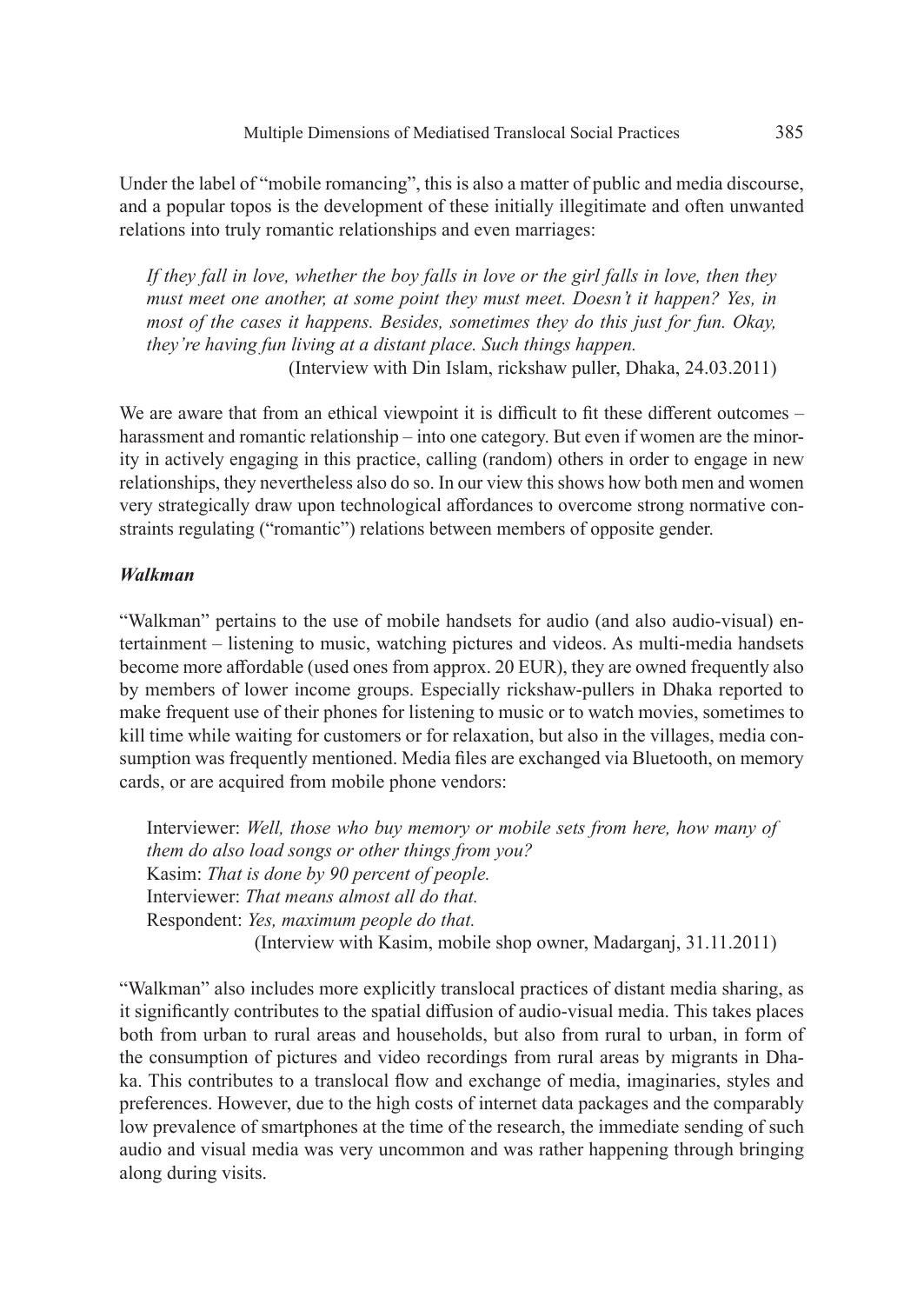Under the label of "mobile romancing", this is also a matter of public and media discourse, and a popular topos is the development of these initially illegitimate and often unwanted relations into truly romantic relationships and even marriages:

> *If they fall in love, whether the boy falls in love or the girl falls in love, then they must meet one another, at some point they must meet. Doesn't it happen? Yes, in most of the cases it happens. Besides, sometimes they do this just for fun. Okay, they're having fun living at a distant place. Such things happen.*
> (Interview with Din Islam, rickshaw puller, Dhaka, 24.03.2011)

We are aware that from an ethical viewpoint it is difficult to fit these different outcomes – harassment and romantic relationship – into one category. But even if women are the minority in actively engaging in this practice, calling (random) others in order to engage in new relationships, they nevertheless also do so. In our view this shows how both men and women very strategically draw upon technological affordances to overcome strong normative constraints regulating ("romantic") relations between members of opposite gender.

### *Walkman*

"Walkman" pertains to the use of mobile handsets for audio (and also audio-visual) entertainment – listening to music, watching pictures and videos. As multi-media handsets become more affordable (used ones from approx. 20 EUR), they are owned frequently also by members of lower income groups. Especially rickshaw-pullers in Dhaka reported to make frequent use of their phones for listening to music or to watch movies, sometimes to kill time while waiting for customers or for relaxation, but also in the villages, media consumption was frequently mentioned. Media files are exchanged via Bluetooth, on memory cards, or are acquired from mobile phone vendors:

> Interviewer: *Well, those who buy memory or mobile sets from here, how many of them do also load songs or other things from you?*
> Kasim: *That is done by 90 percent of people.*
> Interviewer: *That means almost all do that.*
> Respondent: *Yes, maximum people do that.*
> (Interview with Kasim, mobile shop owner, Madarganj, 31.11.2011)

"Walkman" also includes more explicitly translocal practices of distant media sharing, as it significantly contributes to the spatial diffusion of audio-visual media. This takes places both from urban to rural areas and households, but also from rural to urban, in form of the consumption of pictures and video recordings from rural areas by migrants in Dhaka. This contributes to a translocal flow and exchange of media, imaginaries, styles and preferences. However, due to the high costs of internet data packages and the comparably low prevalence of smartphones at the time of the research, the immediate sending of such audio and visual media was very uncommon and was rather happening through bringing along during visits.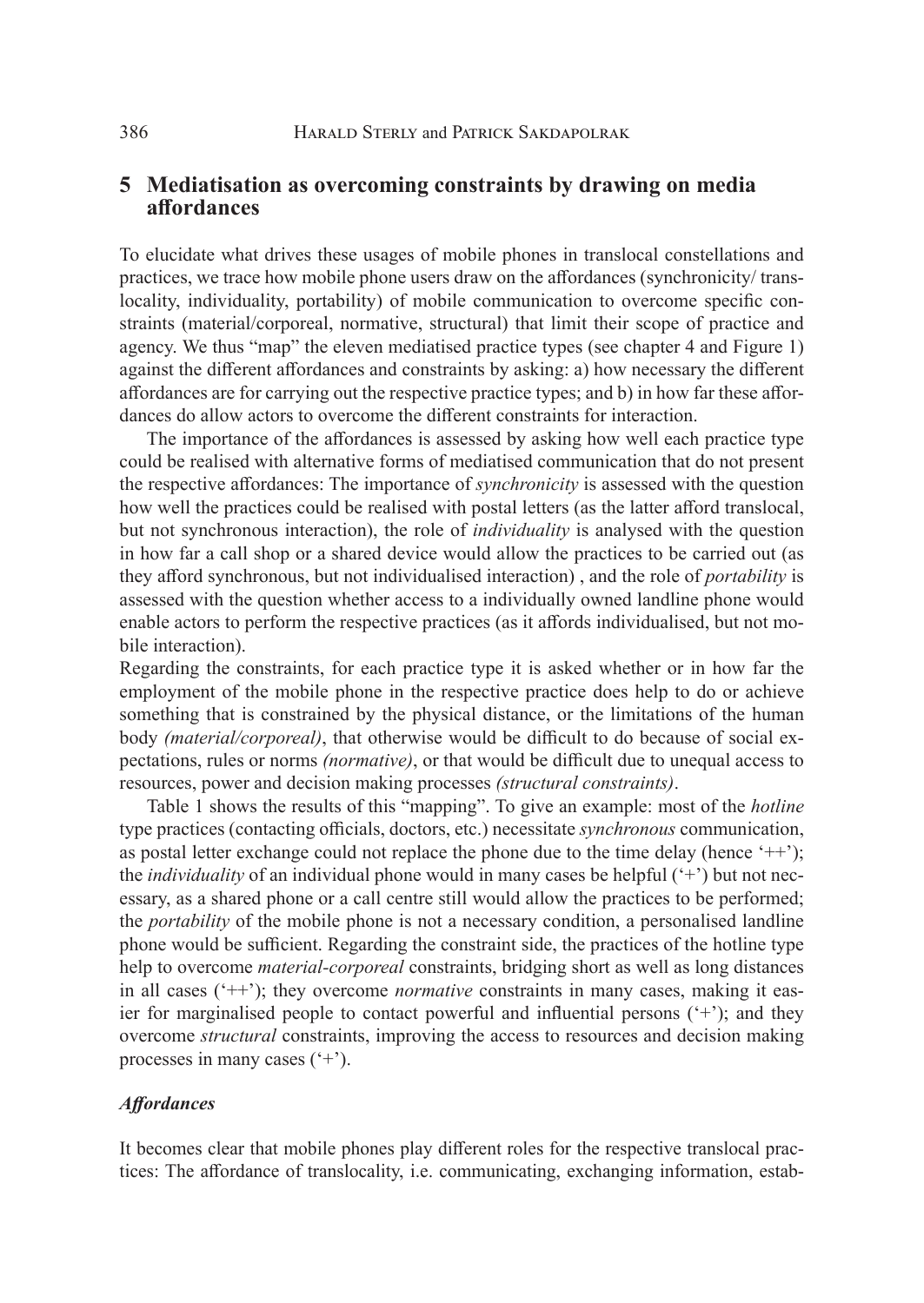## 5 Mediatisation as overcoming constraints by drawing on media affordances

To elucidate what drives these usages of mobile phones in translocal constellations and practices, we trace how mobile phone users draw on the affordances (synchronicity/ translocality, individuality, portability) of mobile communication to overcome specific constraints (material/corporeal, normative, structural) that limit their scope of practice and agency. We thus "map" the eleven mediatised practice types (see chapter 4 and Figure 1) against the different affordances and constraints by asking: a) how necessary the different affordances are for carrying out the respective practice types; and b) in how far these affordances do allow actors to overcome the different constraints for interaction.

The importance of the affordances is assessed by asking how well each practice type could be realised with alternative forms of mediatised communication that do not present the respective affordances: The importance of *synchronicity* is assessed with the question how well the practices could be realised with postal letters (as the latter afford translocal, but not synchronous interaction), the role of *individuality* is analysed with the question in how far a call shop or a shared device would allow the practices to be carried out (as they afford synchronous, but not individualised interaction) , and the role of *portability* is assessed with the question whether access to a individually owned landline phone would enable actors to perform the respective practices (as it affords individualised, but not mobile interaction).

Regarding the constraints, for each practice type it is asked whether or in how far the employment of the mobile phone in the respective practice does help to do or achieve something that is constrained by the physical distance, or the limitations of the human body *(material/corporeal)*, that otherwise would be difficult to do because of social expectations, rules or norms *(normative)*, or that would be difficult due to unequal access to resources, power and decision making processes *(structural constraints)*.

Table 1 shows the results of this "mapping". To give an example: most of the *hotline* type practices (contacting officials, doctors, etc.) necessitate *synchronous* communication, as postal letter exchange could not replace the phone due to the time delay (hence '++'); the *individuality* of an individual phone would in many cases be helpful ('+') but not necessary, as a shared phone or a call centre still would allow the practices to be performed; the *portability* of the mobile phone is not a necessary condition, a personalised landline phone would be sufficient. Regarding the constraint side, the practices of the hotline type help to overcome *material-corporeal* constraints, bridging short as well as long distances in all cases ('++'); they overcome *normative* constraints in many cases, making it easier for marginalised people to contact powerful and influential persons ('+'); and they overcome *structural* constraints, improving the access to resources and decision making processes in many cases ('+').

### *Affordances*

It becomes clear that mobile phones play different roles for the respective translocal practices: The affordance of translocality, i.e. communicating, exchanging information, estab-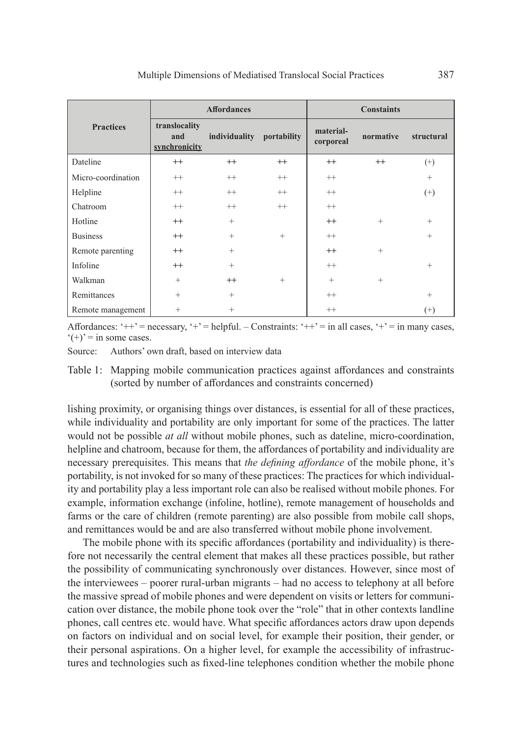| Practices | Affordances | | | Constaints | | |
|---|---|---|---|---|---|---|
| | translocality and synchronicity | individuality | portability | material-corporeal | normative | structural |
| Dateline | ++ | ++ | ++ | ++ | ++ | (+) |
| Micro-coordination | ++ | ++ | ++ | ++ | | + |
| Helpline | ++ | ++ | ++ | ++ | | (+) |
| Chatroom | ++ | ++ | ++ | ++ | | |
| Hotline | ++ | + | | ++ | + | + |
| Business | ++ | + | + | ++ | | + |
| Remote parenting | ++ | + | | ++ | + | |
| Infoline | ++ | + | | ++ | | + |
| Walkman | + | ++ | + | + | + | |
| Remittances | + | + | | ++ | | + |
| Remote management | + | + | | ++ | | (+) |

Affordances: '++' = necessary, '+' = helpful. – Constraints: '++' = in all cases, '+' = in many cases, '(+)' = in some cases.

Source: Authors' own draft, based on interview data

Table 1: Mapping mobile communication practices against affordances and constraints (sorted by number of affordances and constraints concerned)

lishing proximity, or organising things over distances, is essential for all of these practices, while individuality and portability are only important for some of the practices. The latter would not be possible *at all* without mobile phones, such as dateline, micro-coordination, helpline and chatroom, because for them, the affordances of portability and individuality are necessary prerequisites. This means that *the defining affordance* of the mobile phone, it's portability, is not invoked for so many of these practices: The practices for which individuality and portability play a less important role can also be realised without mobile phones. For example, information exchange (infoline, hotline), remote management of households and farms or the care of children (remote parenting) are also possible from mobile call shops, and remittances would be and are also transferred without mobile phone involvement.

The mobile phone with its specific affordances (portability and individuality) is therefore not necessarily the central element that makes all these practices possible, but rather the possibility of communicating synchronously over distances. However, since most of the interviewees – poorer rural-urban migrants – had no access to telephony at all before the massive spread of mobile phones and were dependent on visits or letters for communication over distance, the mobile phone took over the "role" that in other contexts landline phones, call centres etc. would have. What specific affordances actors draw upon depends on factors on individual and on social level, for example their position, their gender, or their personal aspirations. On a higher level, for example the accessibility of infrastructures and technologies such as fixed-line telephones condition whether the mobile phone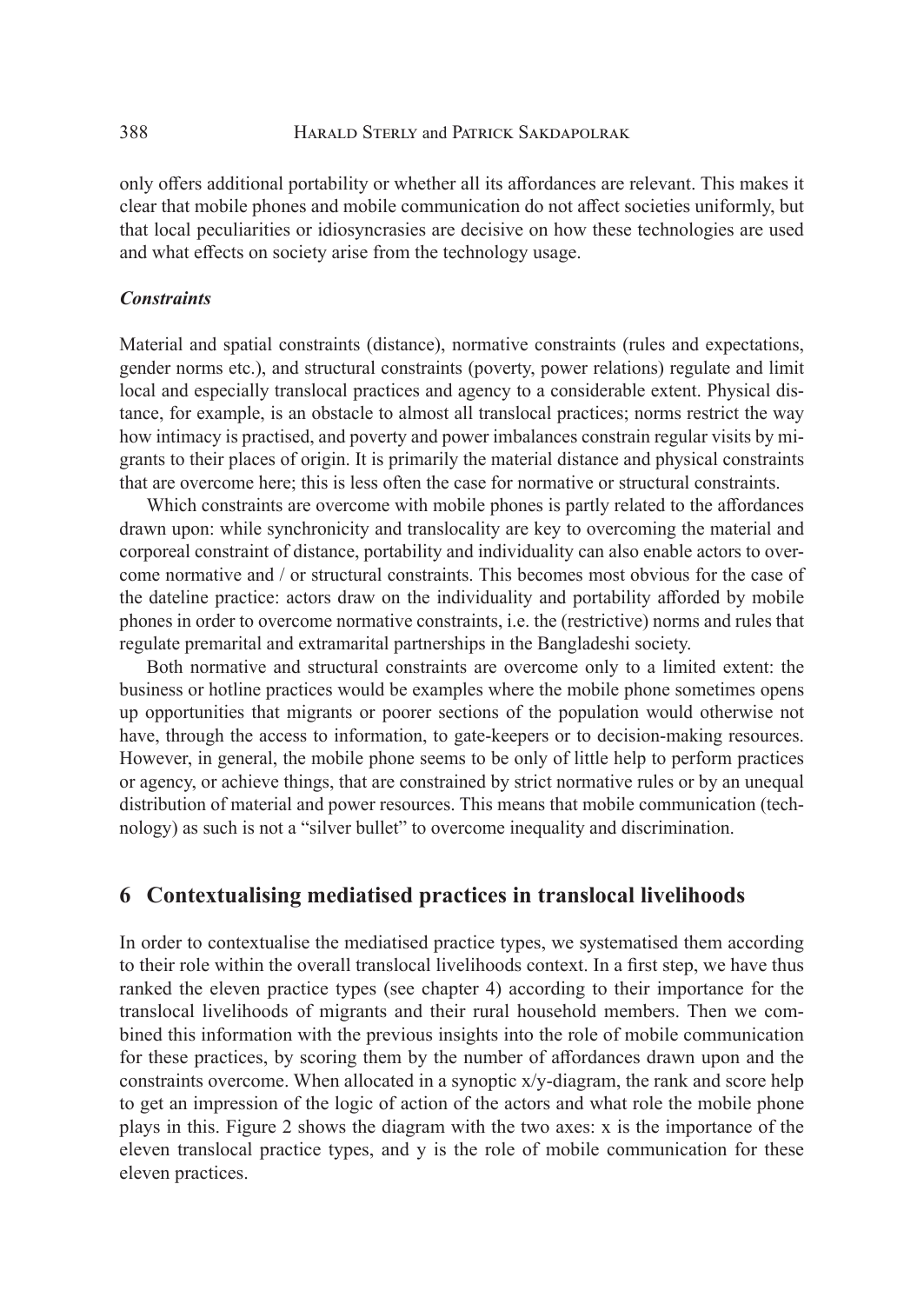only offers additional portability or whether all its affordances are relevant. This makes it clear that mobile phones and mobile communication do not affect societies uniformly, but that local peculiarities or idiosyncrasies are decisive on how these technologies are used and what effects on society arise from the technology usage.

***Constraints***

Material and spatial constraints (distance), normative constraints (rules and expectations, gender norms etc.), and structural constraints (poverty, power relations) regulate and limit local and especially translocal practices and agency to a considerable extent. Physical distance, for example, is an obstacle to almost all translocal practices; norms restrict the way how intimacy is practised, and poverty and power imbalances constrain regular visits by migrants to their places of origin. It is primarily the material distance and physical constraints that are overcome here; this is less often the case for normative or structural constraints.

Which constraints are overcome with mobile phones is partly related to the affordances drawn upon: while synchronicity and translocality are key to overcoming the material and corporeal constraint of distance, portability and individuality can also enable actors to overcome normative and / or structural constraints. This becomes most obvious for the case of the dateline practice: actors draw on the individuality and portability afforded by mobile phones in order to overcome normative constraints, i.e. the (restrictive) norms and rules that regulate premarital and extramarital partnerships in the Bangladeshi society.

Both normative and structural constraints are overcome only to a limited extent: the business or hotline practices would be examples where the mobile phone sometimes opens up opportunities that migrants or poorer sections of the population would otherwise not have, through the access to information, to gate-keepers or to decision-making resources. However, in general, the mobile phone seems to be only of little help to perform practices or agency, or achieve things, that are constrained by strict normative rules or by an unequal distribution of material and power resources. This means that mobile communication (technology) as such is not a "silver bullet" to overcome inequality and discrimination.

## 6 Contextualising mediatised practices in translocal livelihoods

In order to contextualise the mediatised practice types, we systematised them according to their role within the overall translocal livelihoods context. In a first step, we have thus ranked the eleven practice types (see chapter 4) according to their importance for the translocal livelihoods of migrants and their rural household members. Then we combined this information with the previous insights into the role of mobile communication for these practices, by scoring them by the number of affordances drawn upon and the constraints overcome. When allocated in a synoptic x/y-diagram, the rank and score help to get an impression of the logic of action of the actors and what role the mobile phone plays in this. Figure 2 shows the diagram with the two axes: x is the importance of the eleven translocal practice types, and y is the role of mobile communication for these eleven practices.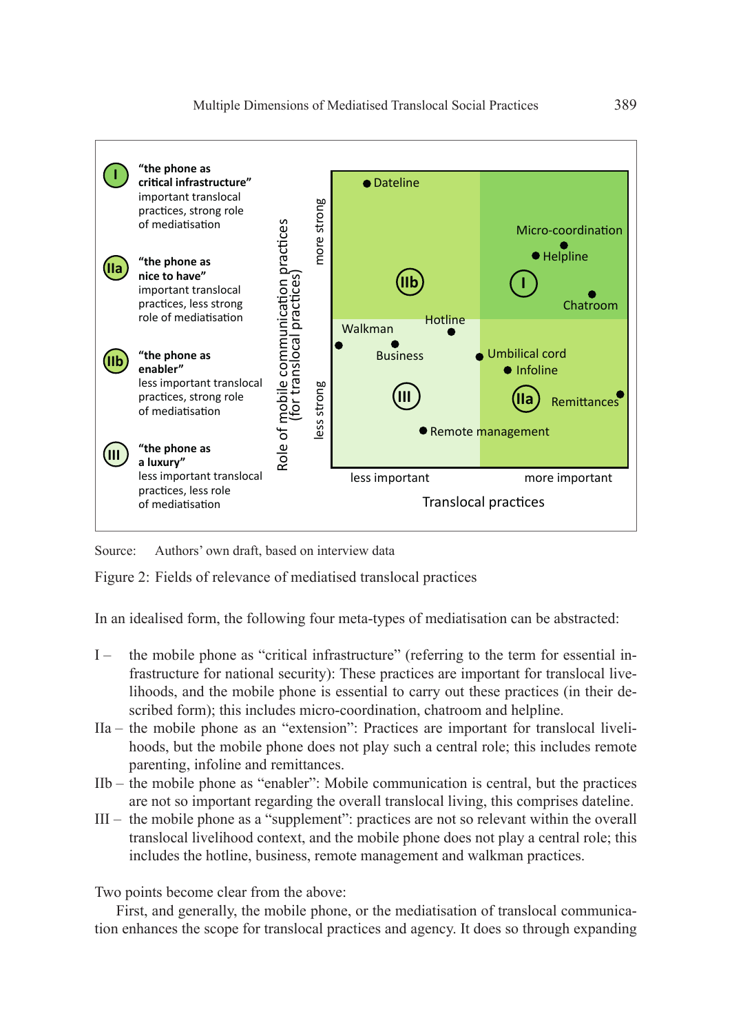**I** "the phone as critical infrastructure"
important translocal practices, strong role of mediatisation

**IIa** "the phone as nice to have"
important translocal practices, less strong role of mediatisation

**IIb** "the phone as enabler"
less important translocal practices, strong role of mediatisation

**III** "the phone as a luxury"
less important translocal practices, less role of mediatisation

Role of mobile communication practices (for translocal practices): more strong / less strong

Dateline; Micro-coordination; Helpline; Chatroom; Walkman; Hotline; Business; Umbilical cord; Infoline; Remittances; Remote management

less important — more important
Translocal practices

Source: Authors' own draft, based on interview data

Figure 2: Fields of relevance of mediatised translocal practices

In an idealised form, the following four meta-types of mediatisation can be abstracted:

- I – the mobile phone as "critical infrastructure" (referring to the term for essential infrastructure for national security): These practices are important for translocal livelihoods, and the mobile phone is essential to carry out these practices (in their described form); this includes micro-coordination, chatroom and helpline.
- IIa – the mobile phone as an "extension": Practices are important for translocal livelihoods, but the mobile phone does not play such a central role; this includes remote parenting, infoline and remittances.
- IIb – the mobile phone as "enabler": Mobile communication is central, but the practices are not so important regarding the overall translocal living, this comprises dateline.
- III – the mobile phone as a "supplement": practices are not so relevant within the overall translocal livelihood context, and the mobile phone does not play a central role; this includes the hotline, business, remote management and walkman practices.

Two points become clear from the above:

First, and generally, the mobile phone, or the mediatisation of translocal communication enhances the scope for translocal practices and agency. It does so through expanding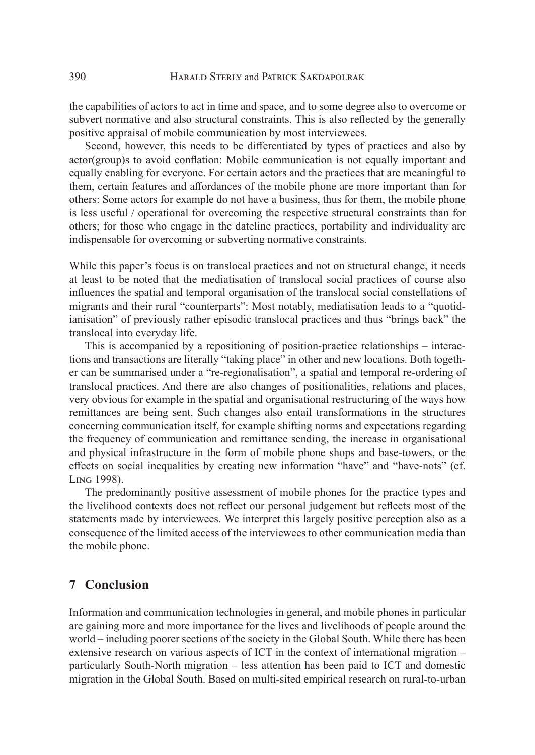the capabilities of actors to act in time and space, and to some degree also to overcome or subvert normative and also structural constraints. This is also reflected by the generally positive appraisal of mobile communication by most interviewees.

Second, however, this needs to be differentiated by types of practices and also by actor(group)s to avoid conflation: Mobile communication is not equally important and equally enabling for everyone. For certain actors and the practices that are meaningful to them, certain features and affordances of the mobile phone are more important than for others: Some actors for example do not have a business, thus for them, the mobile phone is less useful / operational for overcoming the respective structural constraints than for others; for those who engage in the dateline practices, portability and individuality are indispensable for overcoming or subverting normative constraints.

While this paper's focus is on translocal practices and not on structural change, it needs at least to be noted that the mediatisation of translocal social practices of course also influences the spatial and temporal organisation of the translocal social constellations of migrants and their rural "counterparts": Most notably, mediatisation leads to a "quotidianisation" of previously rather episodic translocal practices and thus "brings back" the translocal into everyday life.

This is accompanied by a repositioning of position-practice relationships – interactions and transactions are literally "taking place" in other and new locations. Both together can be summarised under a "re-regionalisation", a spatial and temporal re-ordering of translocal practices. And there are also changes of positionalities, relations and places, very obvious for example in the spatial and organisational restructuring of the ways how remittances are being sent. Such changes also entail transformations in the structures concerning communication itself, for example shifting norms and expectations regarding the frequency of communication and remittance sending, the increase in organisational and physical infrastructure in the form of mobile phone shops and base-towers, or the effects on social inequalities by creating new information "have" and "have-nots" (cf. Ling 1998).

The predominantly positive assessment of mobile phones for the practice types and the livelihood contexts does not reflect our personal judgement but reflects most of the statements made by interviewees. We interpret this largely positive perception also as a consequence of the limited access of the interviewees to other communication media than the mobile phone.

## 7 Conclusion

Information and communication technologies in general, and mobile phones in particular are gaining more and more importance for the lives and livelihoods of people around the world – including poorer sections of the society in the Global South. While there has been extensive research on various aspects of ICT in the context of international migration – particularly South-North migration – less attention has been paid to ICT and domestic migration in the Global South. Based on multi-sited empirical research on rural-to-urban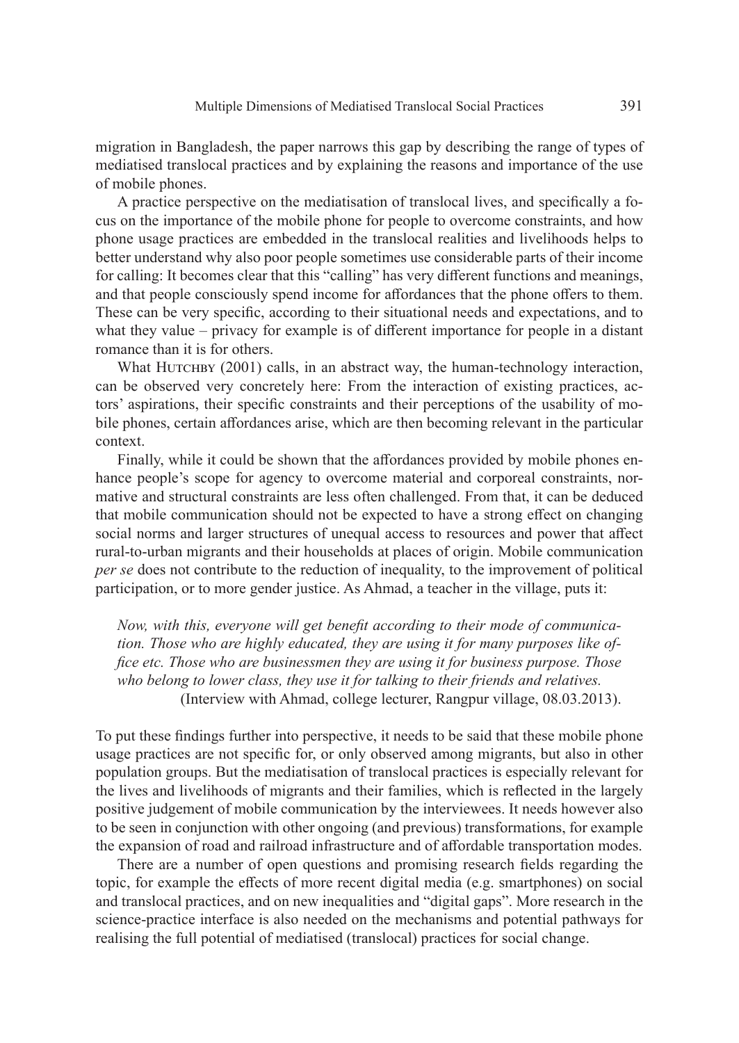migration in Bangladesh, the paper narrows this gap by describing the range of types of mediatised translocal practices and by explaining the reasons and importance of the use of mobile phones.

A practice perspective on the mediatisation of translocal lives, and specifically a focus on the importance of the mobile phone for people to overcome constraints, and how phone usage practices are embedded in the translocal realities and livelihoods helps to better understand why also poor people sometimes use considerable parts of their income for calling: It becomes clear that this "calling" has very different functions and meanings, and that people consciously spend income for affordances that the phone offers to them. These can be very specific, according to their situational needs and expectations, and to what they value – privacy for example is of different importance for people in a distant romance than it is for others.

What Hutchby (2001) calls, in an abstract way, the human-technology interaction, can be observed very concretely here: From the interaction of existing practices, actors' aspirations, their specific constraints and their perceptions of the usability of mobile phones, certain affordances arise, which are then becoming relevant in the particular context.

Finally, while it could be shown that the affordances provided by mobile phones enhance people's scope for agency to overcome material and corporeal constraints, normative and structural constraints are less often challenged. From that, it can be deduced that mobile communication should not be expected to have a strong effect on changing social norms and larger structures of unequal access to resources and power that affect rural-to-urban migrants and their households at places of origin. Mobile communication *per se* does not contribute to the reduction of inequality, to the improvement of political participation, or to more gender justice. As Ahmad, a teacher in the village, puts it:

> *Now, with this, everyone will get benefit according to their mode of communication. Those who are highly educated, they are using it for many purposes like office etc. Those who are businessmen they are using it for business purpose. Those who belong to lower class, they use it for talking to their friends and relatives.*
> (Interview with Ahmad, college lecturer, Rangpur village, 08.03.2013).

To put these findings further into perspective, it needs to be said that these mobile phone usage practices are not specific for, or only observed among migrants, but also in other population groups. But the mediatisation of translocal practices is especially relevant for the lives and livelihoods of migrants and their families, which is reflected in the largely positive judgement of mobile communication by the interviewees. It needs however also to be seen in conjunction with other ongoing (and previous) transformations, for example the expansion of road and railroad infrastructure and of affordable transportation modes.

There are a number of open questions and promising research fields regarding the topic, for example the effects of more recent digital media (e.g. smartphones) on social and translocal practices, and on new inequalities and "digital gaps". More research in the science-practice interface is also needed on the mechanisms and potential pathways for realising the full potential of mediatised (translocal) practices for social change.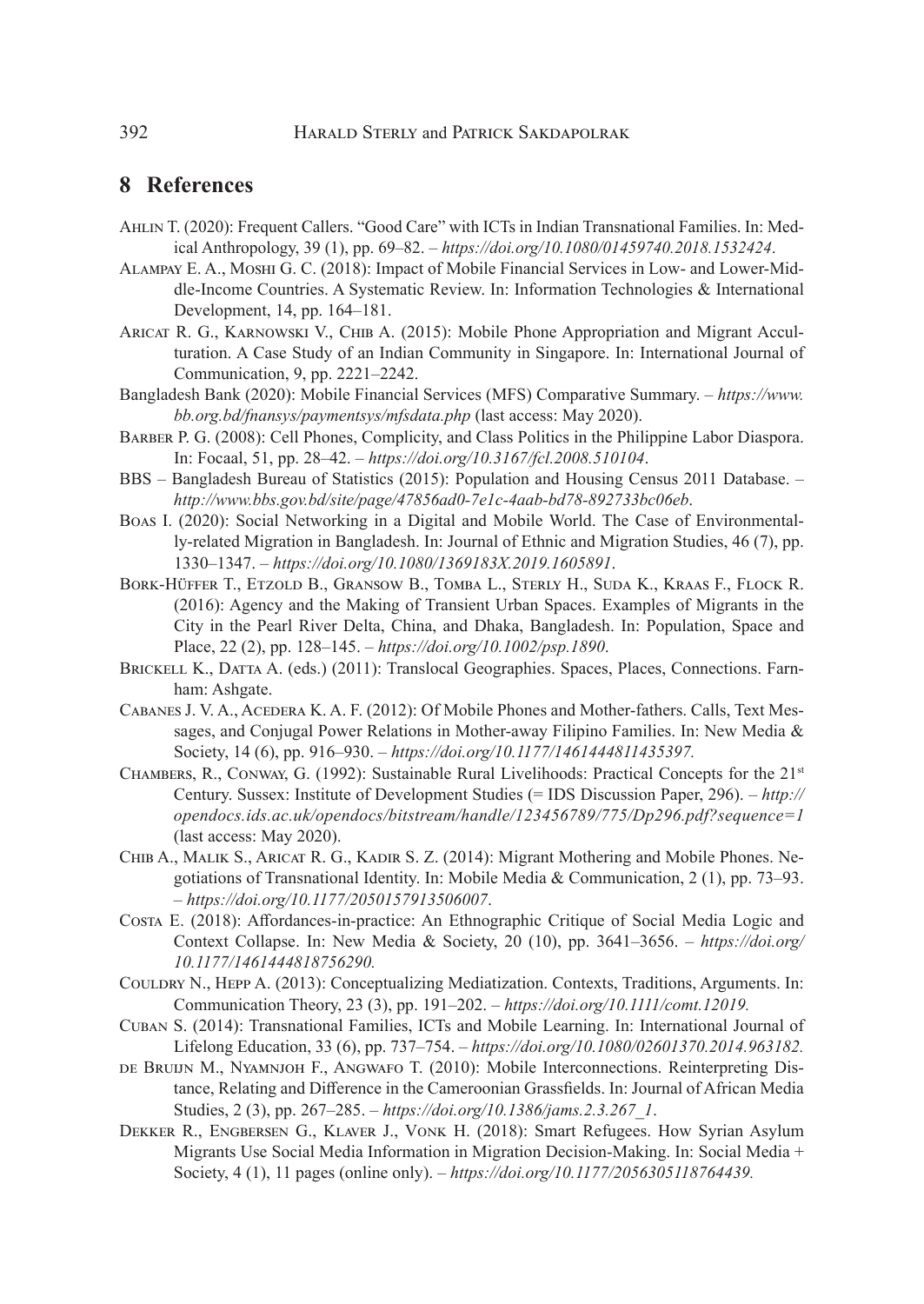## 8 References

Ahlin T. (2020): Frequent Callers. "Good Care" with ICTs in Indian Transnational Families. In: Medical Anthropology, 39 (1), pp. 69–82. – *https://doi.org/10.1080/01459740.2018.1532424*.

Alampay E. A., Moshi G. C. (2018): Impact of Mobile Financial Services in Low- and Lower-Middle-Income Countries. A Systematic Review. In: Information Technologies & International Development, 14, pp. 164–181.

Aricat R. G., Karnowski V., Chib A. (2015): Mobile Phone Appropriation and Migrant Acculturation. A Case Study of an Indian Community in Singapore. In: International Journal of Communication, 9, pp. 2221–2242.

Bangladesh Bank (2020): Mobile Financial Services (MFS) Comparative Summary. – *https://www.bb.org.bd/fnansys/paymentsys/mfsdata.php* (last access: May 2020).

Barber P. G. (2008): Cell Phones, Complicity, and Class Politics in the Philippine Labor Diaspora. In: Focaal, 51, pp. 28–42. – *https://doi.org/10.3167/fcl.2008.510104*.

BBS – Bangladesh Bureau of Statistics (2015): Population and Housing Census 2011 Database. – *http://www.bbs.gov.bd/site/page/47856ad0-7e1c-4aab-bd78-892733bc06eb*.

Boas I. (2020): Social Networking in a Digital and Mobile World. The Case of Environmentally-related Migration in Bangladesh. In: Journal of Ethnic and Migration Studies, 46 (7), pp. 1330–1347. – *https://doi.org/10.1080/1369183X.2019.1605891*.

Bork-Hüffer T., Etzold B., Gransow B., Tomba L., Sterly H., Suda K., Kraas F., Flock R. (2016): Agency and the Making of Transient Urban Spaces. Examples of Migrants in the City in the Pearl River Delta, China, and Dhaka, Bangladesh. In: Population, Space and Place, 22 (2), pp. 128–145. – *https://doi.org/10.1002/psp.1890*.

Brickell K., Datta A. (eds.) (2011): Translocal Geographies. Spaces, Places, Connections. Farnham: Ashgate.

Cabanes J. V. A., Acedera K. A. F. (2012): Of Mobile Phones and Mother-fathers. Calls, Text Messages, and Conjugal Power Relations in Mother-away Filipino Families. In: New Media & Society, 14 (6), pp. 916–930. – *https://doi.org/10.1177/1461444811435397.*

Chambers, R., Conway, G. (1992): Sustainable Rural Livelihoods: Practical Concepts for the 21st Century. Sussex: Institute of Development Studies (= IDS Discussion Paper, 296). – *http://opendocs.ids.ac.uk/opendocs/bitstream/handle/123456789/775/Dp296.pdf?sequence=1* (last access: May 2020).

Chib A., Malik S., Aricat R. G., Kadir S. Z. (2014): Migrant Mothering and Mobile Phones. Negotiations of Transnational Identity. In: Mobile Media & Communication, 2 (1), pp. 73–93. – *https://doi.org/10.1177/2050157913506007*.

Costa E. (2018): Affordances-in-practice: An Ethnographic Critique of Social Media Logic and Context Collapse. In: New Media & Society, 20 (10), pp. 3641–3656. – *https://doi.org/10.1177/1461444818756290.*

Couldry N., Hepp A. (2013): Conceptualizing Mediatization. Contexts, Traditions, Arguments. In: Communication Theory, 23 (3), pp. 191–202. – *https://doi.org/10.1111/comt.12019.*

Cuban S. (2014): Transnational Families, ICTs and Mobile Learning. In: International Journal of Lifelong Education, 33 (6), pp. 737–754. – *https://doi.org/10.1080/02601370.2014.963182.*

de Bruijn M., Nyamnjoh F., Angwafo T. (2010): Mobile Interconnections. Reinterpreting Distance, Relating and Difference in the Cameroonian Grassfields. In: Journal of African Media Studies, 2 (3), pp. 267–285. – *https://doi.org/10.1386/jams.2.3.267_1*.

Dekker R., Engbersen G., Klaver J., Vonk H. (2018): Smart Refugees. How Syrian Asylum Migrants Use Social Media Information in Migration Decision-Making. In: Social Media + Society, 4 (1), 11 pages (online only). – *https://doi.org/10.1177/2056305118764439.*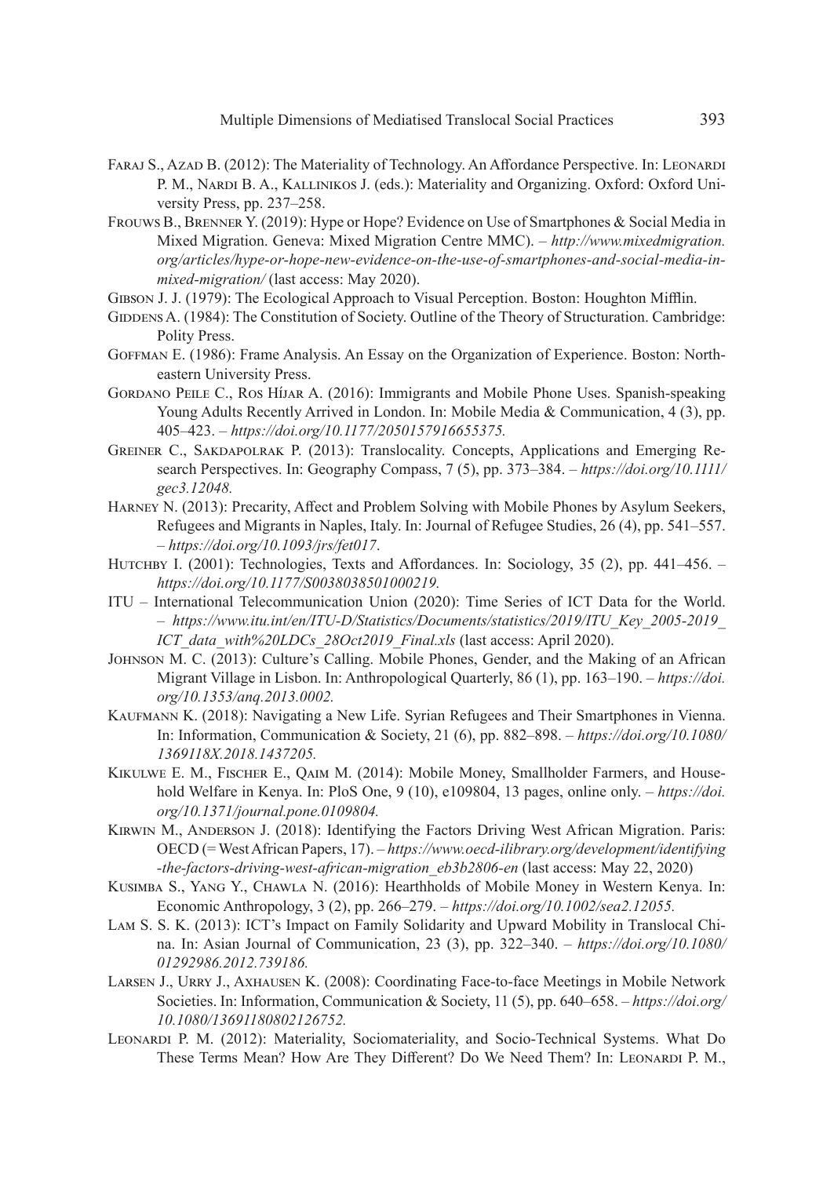Faraj S., Azad B. (2012): The Materiality of Technology. An Affordance Perspective. In: Leonardi P. M., Nardi B. A., Kallinikos J. (eds.): Materiality and Organizing. Oxford: Oxford University Press, pp. 237–258.

Frouws B., Brenner Y. (2019): Hype or Hope? Evidence on Use of Smartphones & Social Media in Mixed Migration. Geneva: Mixed Migration Centre MMC). – *http://www.mixedmigration.org/articles/hype-or-hope-new-evidence-on-the-use-of-smartphones-and-social-media-in-mixed-migration/* (last access: May 2020).

Gibson J. J. (1979): The Ecological Approach to Visual Perception. Boston: Houghton Mifflin.

Giddens A. (1984): The Constitution of Society. Outline of the Theory of Structuration. Cambridge: Polity Press.

Goffman E. (1986): Frame Analysis. An Essay on the Organization of Experience. Boston: Northeastern University Press.

Gordano Peile C., Ros Híjar A. (2016): Immigrants and Mobile Phone Uses. Spanish-speaking Young Adults Recently Arrived in London. In: Mobile Media & Communication, 4 (3), pp. 405–423. – *https://doi.org/10.1177/2050157916655375.*

Greiner C., Sakdapolrak P. (2013): Translocality. Concepts, Applications and Emerging Research Perspectives. In: Geography Compass, 7 (5), pp. 373–384. – *https://doi.org/10.1111/gec3.12048.*

Harney N. (2013): Precarity, Affect and Problem Solving with Mobile Phones by Asylum Seekers, Refugees and Migrants in Naples, Italy. In: Journal of Refugee Studies, 26 (4), pp. 541–557. – *https://doi.org/10.1093/jrs/fet017*.

Hutchby I. (2001): Technologies, Texts and Affordances. In: Sociology, 35 (2), pp. 441–456. – *https://doi.org/10.1177/S0038038501000219.*

ITU – International Telecommunication Union (2020): Time Series of ICT Data for the World. – *https://www.itu.int/en/ITU-D/Statistics/Documents/statistics/2019/ITU_Key_2005-2019_ICT_data_with%20LDCs_28Oct2019_Final.xls* (last access: April 2020).

Johnson M. C. (2013): Culture's Calling. Mobile Phones, Gender, and the Making of an African Migrant Village in Lisbon. In: Anthropological Quarterly, 86 (1), pp. 163–190. – *https://doi.org/10.1353/anq.2013.0002.*

Kaufmann K. (2018): Navigating a New Life. Syrian Refugees and Their Smartphones in Vienna. In: Information, Communication & Society, 21 (6), pp. 882–898. – *https://doi.org/10.1080/1369118X.2018.1437205.*

Kikulwe E. M., Fischer E., Qaim M. (2014): Mobile Money, Smallholder Farmers, and Household Welfare in Kenya. In: PloS One, 9 (10), e109804, 13 pages, online only. – *https://doi.org/10.1371/journal.pone.0109804.*

Kirwin M., Anderson J. (2018): Identifying the Factors Driving West African Migration. Paris: OECD (= West African Papers, 17). – *https://www.oecd-ilibrary.org/development/identifying-the-factors-driving-west-african-migration_eb3b2806-en* (last access: May 22, 2020)

Kusimba S., Yang Y., Chawla N. (2016): Hearthholds of Mobile Money in Western Kenya. In: Economic Anthropology, 3 (2), pp. 266–279. – *https://doi.org/10.1002/sea2.12055.*

Lam S. S. K. (2013): ICT's Impact on Family Solidarity and Upward Mobility in Translocal China. In: Asian Journal of Communication, 23 (3), pp. 322–340. – *https://doi.org/10.1080/01292986.2012.739186.*

Larsen J., Urry J., Axhausen K. (2008): Coordinating Face-to-face Meetings in Mobile Network Societies. In: Information, Communication & Society, 11 (5), pp. 640–658. – *https://doi.org/10.1080/13691180802126752.*

Leonardi P. M. (2012): Materiality, Sociomateriality, and Socio-Technical Systems. What Do These Terms Mean? How Are They Different? Do We Need Them? In: Leonardi P. M.,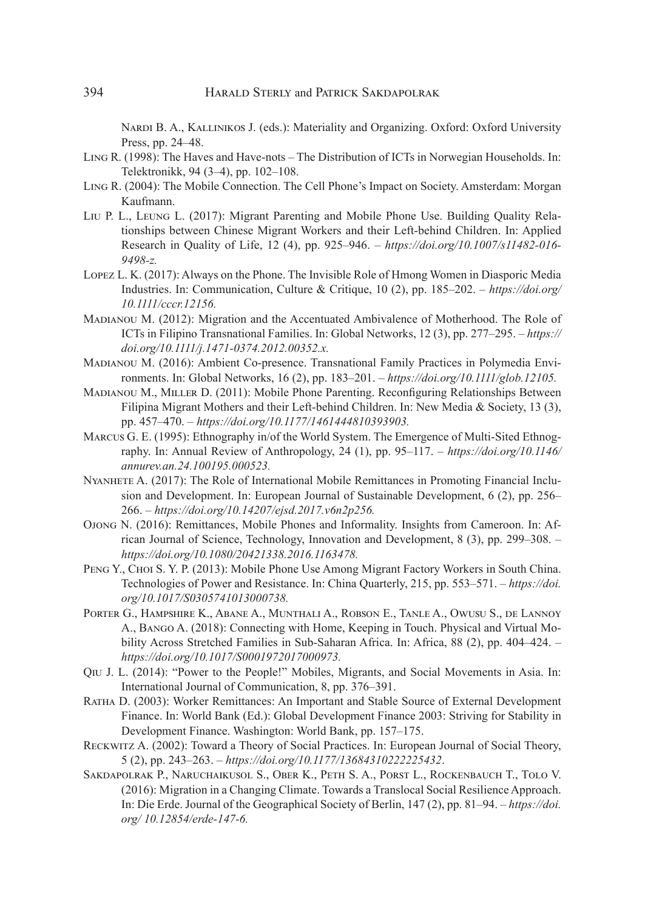Nardi B. A., Kallinikos J. (eds.): Materiality and Organizing. Oxford: Oxford University Press, pp. 24–48.

Ling R. (1998): The Haves and Have-nots – The Distribution of ICTs in Norwegian Households. In: Telektronikk, 94 (3–4), pp. 102–108.

Ling R. (2004): The Mobile Connection. The Cell Phone's Impact on Society. Amsterdam: Morgan Kaufmann.

Liu P. L., Leung L. (2017): Migrant Parenting and Mobile Phone Use. Building Quality Relationships between Chinese Migrant Workers and their Left-behind Children. In: Applied Research in Quality of Life, 12 (4), pp. 925–946. – *https://doi.org/10.1007/s11482-016-9498-z.*

Lopez L. K. (2017): Always on the Phone. The Invisible Role of Hmong Women in Diasporic Media Industries. In: Communication, Culture & Critique, 10 (2), pp. 185–202. – *https://doi.org/10.1111/cccr.12156.*

Madianou M. (2012): Migration and the Accentuated Ambivalence of Motherhood. The Role of ICTs in Filipino Transnational Families. In: Global Networks, 12 (3), pp. 277–295. – *https://doi.org/10.1111/j.1471-0374.2012.00352.x.*

Madianou M. (2016): Ambient Co-presence. Transnational Family Practices in Polymedia Environments. In: Global Networks, 16 (2), pp. 183–201. – *https://doi.org/10.1111/glob.12105.*

Madianou M., Miller D. (2011): Mobile Phone Parenting. Reconfiguring Relationships Between Filipina Migrant Mothers and their Left-behind Children. In: New Media & Society, 13 (3), pp. 457–470. – *https://doi.org/10.1177/1461444810393903.*

Marcus G. E. (1995): Ethnography in/of the World System. The Emergence of Multi-Sited Ethnography. In: Annual Review of Anthropology, 24 (1), pp. 95–117. – *https://doi.org/10.1146/annurev.an.24.100195.000523.*

Nyanhete A. (2017): The Role of International Mobile Remittances in Promoting Financial Inclusion and Development. In: European Journal of Sustainable Development, 6 (2), pp. 256–266. – *https://doi.org/10.14207/ejsd.2017.v6n2p256.*

Ojong N. (2016): Remittances, Mobile Phones and Informality. Insights from Cameroon. In: African Journal of Science, Technology, Innovation and Development, 8 (3), pp. 299–308. – *https://doi.org/10.1080/20421338.2016.1163478.*

Peng Y., Choi S. Y. P. (2013): Mobile Phone Use Among Migrant Factory Workers in South China. Technologies of Power and Resistance. In: China Quarterly, 215, pp. 553–571. – *https://doi.org/10.1017/S0305741013000738.*

Porter G., Hampshire K., Abane A., Munthali A., Robson E., Tanle A., Owusu S., de Lannoy A., Bango A. (2018): Connecting with Home, Keeping in Touch. Physical and Virtual Mobility Across Stretched Families in Sub-Saharan Africa. In: Africa, 88 (2), pp. 404–424. – *https://doi.org/10.1017/S0001972017000973.*

Qiu J. L. (2014): "Power to the People!" Mobiles, Migrants, and Social Movements in Asia. In: International Journal of Communication, 8, pp. 376–391.

Ratha D. (2003): Worker Remittances: An Important and Stable Source of External Development Finance. In: World Bank (Ed.): Global Development Finance 2003: Striving for Stability in Development Finance. Washington: World Bank, pp. 157–175.

Reckwitz A. (2002): Toward a Theory of Social Practices. In: European Journal of Social Theory, 5 (2), pp. 243–263. – *https://doi.org/10.1177/13684310222225432*.

Sakdapolrak P., Naruchaikusol S., Ober K., Peth S. A., Porst L., Rockenbauch T., Tolo V. (2016): Migration in a Changing Climate. Towards a Translocal Social Resilience Approach. In: Die Erde. Journal of the Geographical Society of Berlin, 147 (2), pp. 81–94. – *https://doi.org/ 10.12854/erde-147-6.*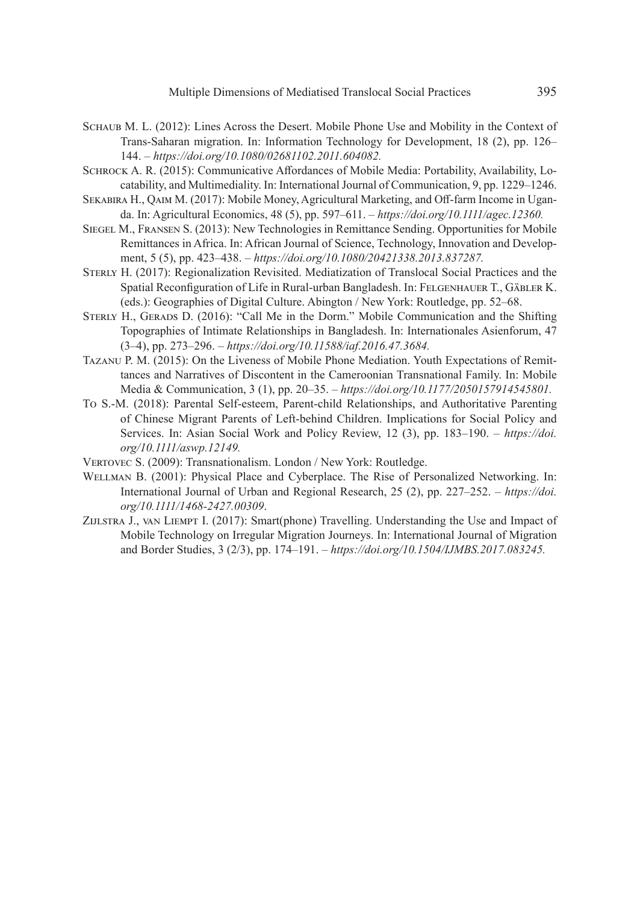Schaub M. L. (2012): Lines Across the Desert. Mobile Phone Use and Mobility in the Context of Trans-Saharan migration. In: Information Technology for Development, 18 (2), pp. 126–144. – *https://doi.org/10.1080/02681102.2011.604082.*

Schrock A. R. (2015): Communicative Affordances of Mobile Media: Portability, Availability, Locatability, and Multimediality. In: International Journal of Communication, 9, pp. 1229–1246.

Sekabira H., Qaim M. (2017): Mobile Money, Agricultural Marketing, and Off-farm Income in Uganda. In: Agricultural Economics, 48 (5), pp. 597–611. – *https://doi.org/10.1111/agec.12360.*

Siegel M., Fransen S. (2013): New Technologies in Remittance Sending. Opportunities for Mobile Remittances in Africa. In: African Journal of Science, Technology, Innovation and Development, 5 (5), pp. 423–438. – *https://doi.org/10.1080/20421338.2013.837287.*

Sterly H. (2017): Regionalization Revisited. Mediatization of Translocal Social Practices and the Spatial Reconfiguration of Life in Rural-urban Bangladesh. In: Felgenhauer T., Gäbler K. (eds.): Geographies of Digital Culture. Abington / New York: Routledge, pp. 52–68.

Sterly H., Gerads D. (2016): "Call Me in the Dorm." Mobile Communication and the Shifting Topographies of Intimate Relationships in Bangladesh. In: Internationales Asienforum, 47 (3–4), pp. 273–296. – *https://doi.org/10.11588/iaf.2016.47.3684.*

Tazanu P. M. (2015): On the Liveness of Mobile Phone Mediation. Youth Expectations of Remittances and Narratives of Discontent in the Cameroonian Transnational Family. In: Mobile Media & Communication, 3 (1), pp. 20–35. – *https://doi.org/10.1177/2050157914545801.*

To S.-M. (2018): Parental Self-esteem, Parent-child Relationships, and Authoritative Parenting of Chinese Migrant Parents of Left-behind Children. Implications for Social Policy and Services. In: Asian Social Work and Policy Review, 12 (3), pp. 183–190. – *https://doi.org/10.1111/aswp.12149.*

Vertovec S. (2009): Transnationalism. London / New York: Routledge.

Wellman B. (2001): Physical Place and Cyberplace. The Rise of Personalized Networking. In: International Journal of Urban and Regional Research, 25 (2), pp. 227–252. – *https://doi.org/10.1111/1468-2427.00309.*

Zijlstra J., van Liempt I. (2017): Smart(phone) Travelling. Understanding the Use and Impact of Mobile Technology on Irregular Migration Journeys. In: International Journal of Migration and Border Studies, 3 (2/3), pp. 174–191. – *https://doi.org/10.1504/IJMBS.2017.083245.*